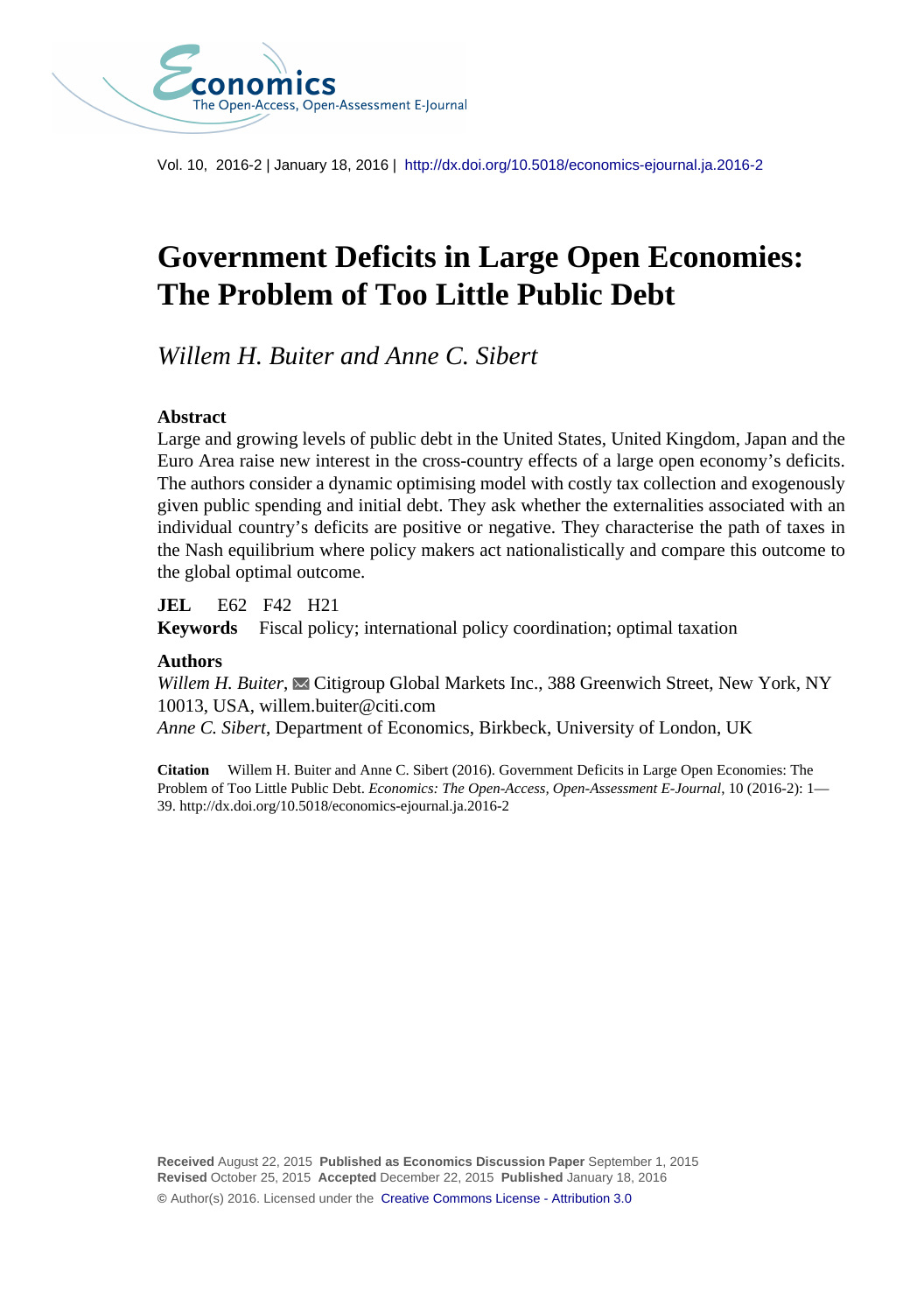Vol. 10, 2016-2 | January 18, 2016 | http://dx.doi.org/10.5018/economics-ejournal.ja.2016-2

# Government Deficits in Large Open Economies: The Problem of Too Little Public Debt

*Willem H. Buiter and Anne C. Sibert*

### Abstract

Large and growing levels of public debt in the United States, United Kingdom, Japan and the Euro Area raise new interest in the cross-country effects of a large open economy's deficits. The authors consider a dynamic optimising model with costly tax collection and exogenously given public spending and initial debt. They ask whether the externalities associated with an individual country's deficits are positive or negative. They characterise the path of taxes in the Nash equilibrium where policy makers act nationalistically and compare this outcome to the global optimal outcome.

**JEL** E62 F42 H21

**Keywords** Fiscal policy; international policy coordination; optimal taxation

### Authors

*Willem H. Buiter*, Citigroup Global Markets Inc., 388 Greenwich Street, New York, NY 10013, USA, willem.buiter@citi.com

*Anne C. Sibert*, Department of Economics, Birkbeck, University of London, UK

**Citation** Willem H. Buiter and Anne C. Sibert (2016). Government Deficits in Large Open Economies: The Problem of Too Little Public Debt. *Economics: The Open-Access, Open-Assessment E-Journal*, 10 (2016-2): 1—39. http://dx.doi.org/10.5018/economics-ejournal.ja.2016-2

**Received** August 22, 2015 **Published as Economics Discussion Paper** September 1, 2015
**Revised** October 25, 2015 **Accepted** December 22, 2015 **Published** January 18, 2016

© Author(s) 2016. Licensed under the Creative Commons License - Attribution 3.0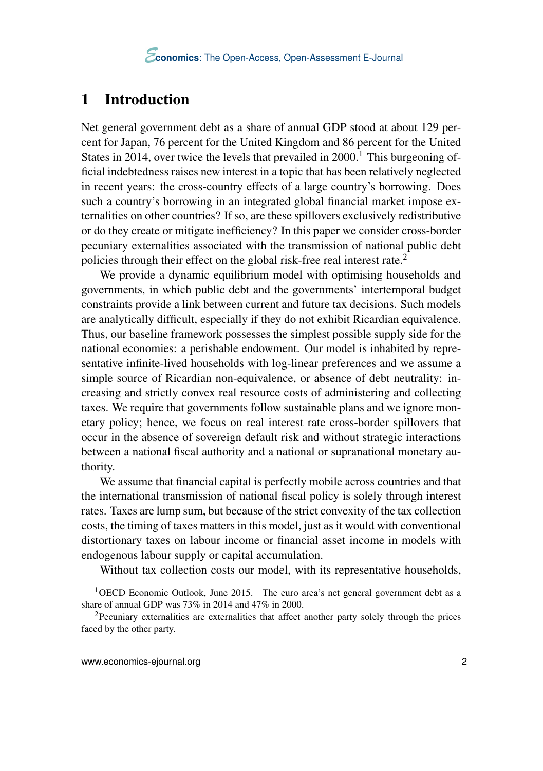# 1 Introduction

Net general government debt as a share of annual GDP stood at about 129 percent for Japan, 76 percent for the United Kingdom and 86 percent for the United States in 2014, over twice the levels that prevailed in 2000.[1] This burgeoning official indebtedness raises new interest in a topic that has been relatively neglected in recent years: the cross-country effects of a large country's borrowing. Does such a country's borrowing in an integrated global financial market impose externalities on other countries? If so, are these spillovers exclusively redistributive or do they create or mitigate inefficiency? In this paper we consider cross-border pecuniary externalities associated with the transmission of national public debt policies through their effect on the global risk-free real interest rate.[2]

We provide a dynamic equilibrium model with optimising households and governments, in which public debt and the governments' intertemporal budget constraints provide a link between current and future tax decisions. Such models are analytically difficult, especially if they do not exhibit Ricardian equivalence. Thus, our baseline framework possesses the simplest possible supply side for the national economies: a perishable endowment. Our model is inhabited by representative infinite-lived households with log-linear preferences and we assume a simple source of Ricardian non-equivalence, or absence of debt neutrality: increasing and strictly convex real resource costs of administering and collecting taxes. We require that governments follow sustainable plans and we ignore monetary policy; hence, we focus on real interest rate cross-border spillovers that occur in the absence of sovereign default risk and without strategic interactions between a national fiscal authority and a national or supranational monetary authority.

We assume that financial capital is perfectly mobile across countries and that the international transmission of national fiscal policy is solely through interest rates. Taxes are lump sum, but because of the strict convexity of the tax collection costs, the timing of taxes matters in this model, just as it would with conventional distortionary taxes on labour income or financial asset income in models with endogenous labour supply or capital accumulation.

Without tax collection costs our model, with its representative households,

[1] OECD Economic Outlook, June 2015. The euro area's net general government debt as a share of annual GDP was 73% in 2014 and 47% in 2000.

[2] Pecuniary externalities are externalities that affect another party solely through the prices faced by the other party.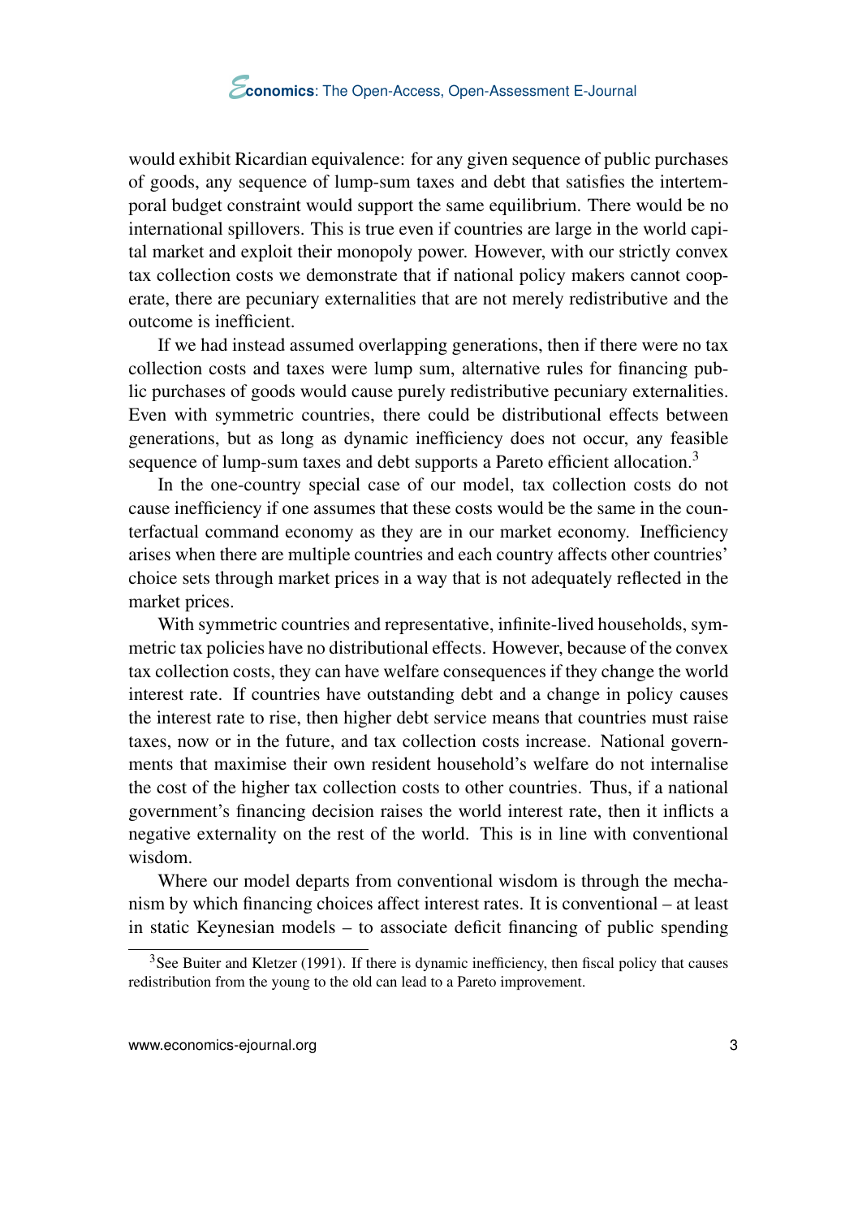would exhibit Ricardian equivalence: for any given sequence of public purchases of goods, any sequence of lump-sum taxes and debt that satisfies the intertemporal budget constraint would support the same equilibrium. There would be no international spillovers. This is true even if countries are large in the world capital market and exploit their monopoly power. However, with our strictly convex tax collection costs we demonstrate that if national policy makers cannot cooperate, there are pecuniary externalities that are not merely redistributive and the outcome is inefficient.

If we had instead assumed overlapping generations, then if there were no tax collection costs and taxes were lump sum, alternative rules for financing public purchases of goods would cause purely redistributive pecuniary externalities. Even with symmetric countries, there could be distributional effects between generations, but as long as dynamic inefficiency does not occur, any feasible sequence of lump-sum taxes and debt supports a Pareto efficient allocation.[3]

In the one-country special case of our model, tax collection costs do not cause inefficiency if one assumes that these costs would be the same in the counterfactual command economy as they are in our market economy. Inefficiency arises when there are multiple countries and each country affects other countries' choice sets through market prices in a way that is not adequately reflected in the market prices.

With symmetric countries and representative, infinite-lived households, symmetric tax policies have no distributional effects. However, because of the convex tax collection costs, they can have welfare consequences if they change the world interest rate. If countries have outstanding debt and a change in policy causes the interest rate to rise, then higher debt service means that countries must raise taxes, now or in the future, and tax collection costs increase. National governments that maximise their own resident household's welfare do not internalise the cost of the higher tax collection costs to other countries. Thus, if a national government's financing decision raises the world interest rate, then it inflicts a negative externality on the rest of the world. This is in line with conventional wisdom.

Where our model departs from conventional wisdom is through the mechanism by which financing choices affect interest rates. It is conventional – at least in static Keynesian models – to associate deficit financing of public spending

[3] See Buiter and Kletzer (1991). If there is dynamic inefficiency, then fiscal policy that causes redistribution from the young to the old can lead to a Pareto improvement.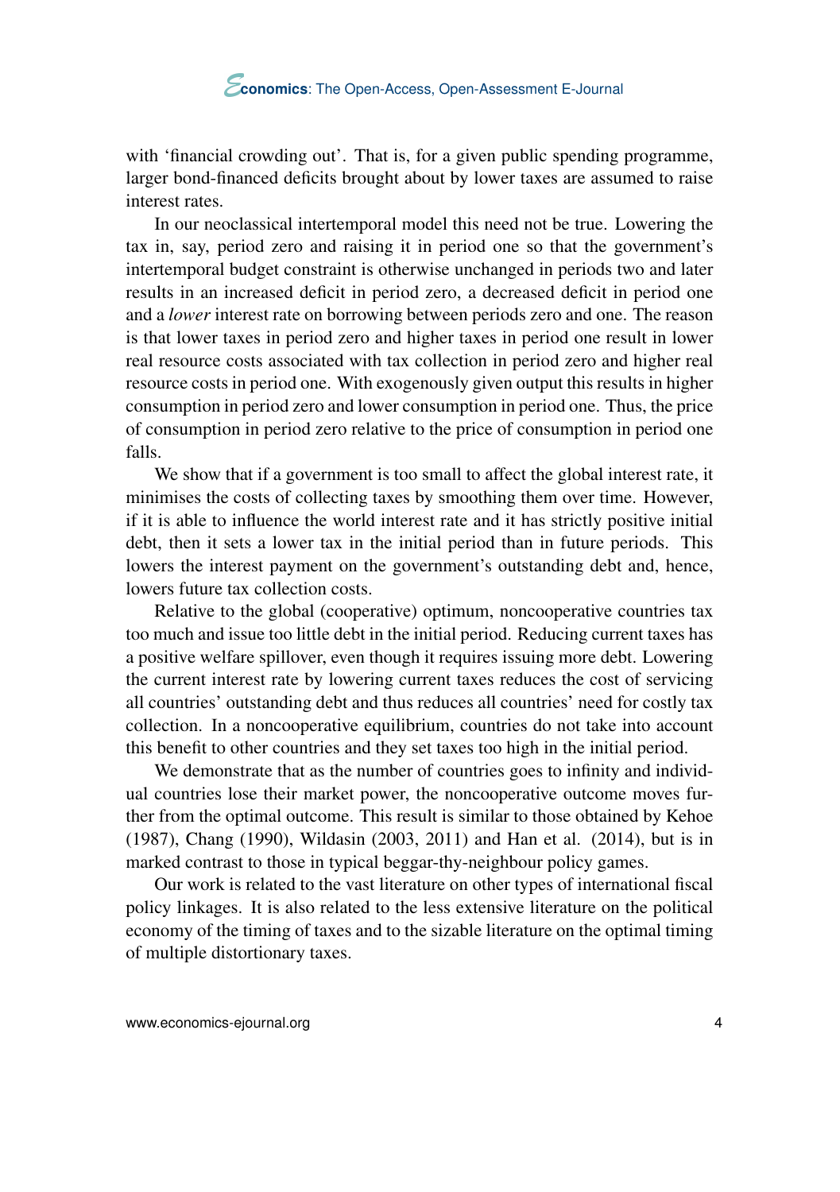with 'financial crowding out'. That is, for a given public spending programme, larger bond-financed deficits brought about by lower taxes are assumed to raise interest rates.

In our neoclassical intertemporal model this need not be true. Lowering the tax in, say, period zero and raising it in period one so that the government's intertemporal budget constraint is otherwise unchanged in periods two and later results in an increased deficit in period zero, a decreased deficit in period one and a *lower* interest rate on borrowing between periods zero and one. The reason is that lower taxes in period zero and higher taxes in period one result in lower real resource costs associated with tax collection in period zero and higher real resource costs in period one. With exogenously given output this results in higher consumption in period zero and lower consumption in period one. Thus, the price of consumption in period zero relative to the price of consumption in period one falls.

We show that if a government is too small to affect the global interest rate, it minimises the costs of collecting taxes by smoothing them over time. However, if it is able to influence the world interest rate and it has strictly positive initial debt, then it sets a lower tax in the initial period than in future periods. This lowers the interest payment on the government's outstanding debt and, hence, lowers future tax collection costs.

Relative to the global (cooperative) optimum, noncooperative countries tax too much and issue too little debt in the initial period. Reducing current taxes has a positive welfare spillover, even though it requires issuing more debt. Lowering the current interest rate by lowering current taxes reduces the cost of servicing all countries' outstanding debt and thus reduces all countries' need for costly tax collection. In a noncooperative equilibrium, countries do not take into account this benefit to other countries and they set taxes too high in the initial period.

We demonstrate that as the number of countries goes to infinity and individual countries lose their market power, the noncooperative outcome moves further from the optimal outcome. This result is similar to those obtained by Kehoe (1987), Chang (1990), Wildasin (2003, 2011) and Han et al. (2014), but is in marked contrast to those in typical beggar-thy-neighbour policy games.

Our work is related to the vast literature on other types of international fiscal policy linkages. It is also related to the less extensive literature on the political economy of the timing of taxes and to the sizable literature on the optimal timing of multiple distortionary taxes.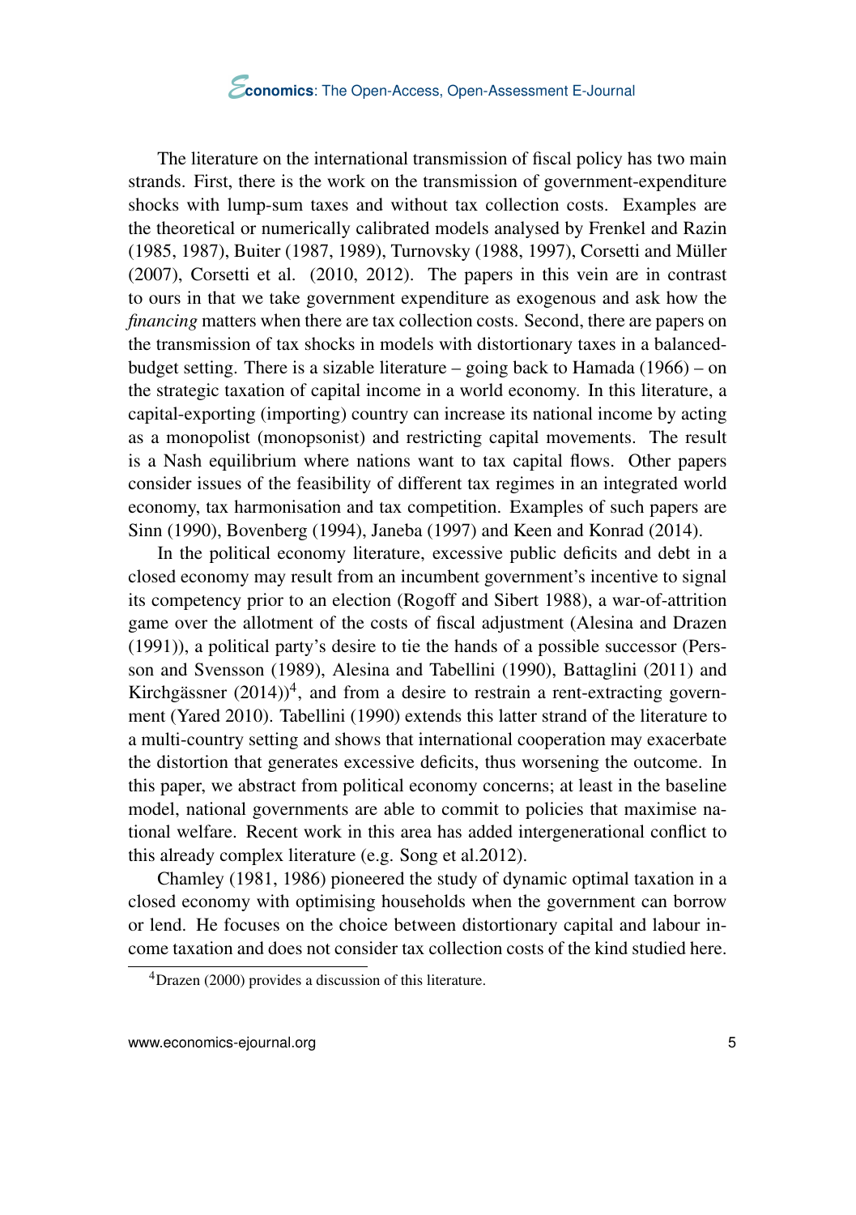The literature on the international transmission of fiscal policy has two main strands. First, there is the work on the transmission of government-expenditure shocks with lump-sum taxes and without tax collection costs. Examples are the theoretical or numerically calibrated models analysed by Frenkel and Razin (1985, 1987), Buiter (1987, 1989), Turnovsky (1988, 1997), Corsetti and Müller (2007), Corsetti et al. (2010, 2012). The papers in this vein are in contrast to ours in that we take government expenditure as exogenous and ask how the *financing* matters when there are tax collection costs. Second, there are papers on the transmission of tax shocks in models with distortionary taxes in a balanced-budget setting. There is a sizable literature – going back to Hamada (1966) – on the strategic taxation of capital income in a world economy. In this literature, a capital-exporting (importing) country can increase its national income by acting as a monopolist (monopsonist) and restricting capital movements. The result is a Nash equilibrium where nations want to tax capital flows. Other papers consider issues of the feasibility of different tax regimes in an integrated world economy, tax harmonisation and tax competition. Examples of such papers are Sinn (1990), Bovenberg (1994), Janeba (1997) and Keen and Konrad (2014).

In the political economy literature, excessive public deficits and debt in a closed economy may result from an incumbent government's incentive to signal its competency prior to an election (Rogoff and Sibert 1988), a war-of-attrition game over the allotment of the costs of fiscal adjustment (Alesina and Drazen (1991)), a political party's desire to tie the hands of a possible successor (Persson and Svensson (1989), Alesina and Tabellini (1990), Battaglini (2011) and Kirchgässner (2014))[4], and from a desire to restrain a rent-extracting government (Yared 2010). Tabellini (1990) extends this latter strand of the literature to a multi-country setting and shows that international cooperation may exacerbate the distortion that generates excessive deficits, thus worsening the outcome. In this paper, we abstract from political economy concerns; at least in the baseline model, national governments are able to commit to policies that maximise national welfare. Recent work in this area has added intergenerational conflict to this already complex literature (e.g. Song et al.2012).

Chamley (1981, 1986) pioneered the study of dynamic optimal taxation in a closed economy with optimising households when the government can borrow or lend. He focuses on the choice between distortionary capital and labour income taxation and does not consider tax collection costs of the kind studied here.

[4] Drazen (2000) provides a discussion of this literature.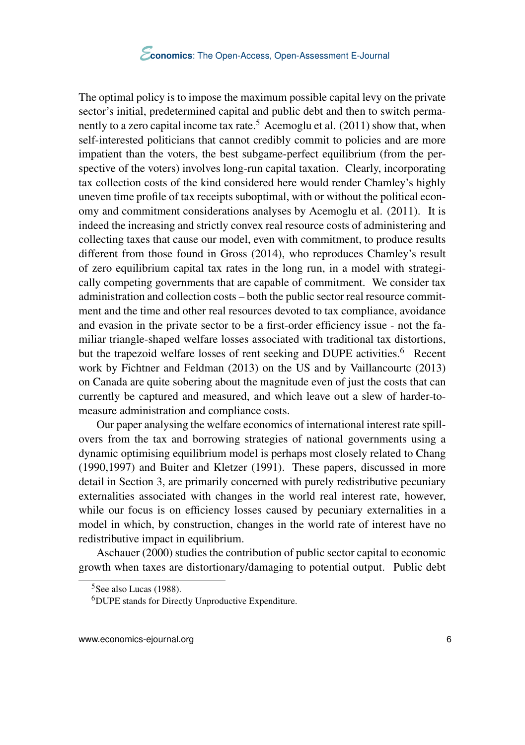The optimal policy is to impose the maximum possible capital levy on the private sector's initial, predetermined capital and public debt and then to switch permanently to a zero capital income tax rate.[5] Acemoglu et al. (2011) show that, when self-interested politicians that cannot credibly commit to policies and are more impatient than the voters, the best subgame-perfect equilibrium (from the perspective of the voters) involves long-run capital taxation. Clearly, incorporating tax collection costs of the kind considered here would render Chamley's highly uneven time profile of tax receipts suboptimal, with or without the political economy and commitment considerations analyses by Acemoglu et al. (2011). It is indeed the increasing and strictly convex real resource costs of administering and collecting taxes that cause our model, even with commitment, to produce results different from those found in Gross (2014), who reproduces Chamley's result of zero equilibrium capital tax rates in the long run, in a model with strategically competing governments that are capable of commitment. We consider tax administration and collection costs – both the public sector real resource commitment and the time and other real resources devoted to tax compliance, avoidance and evasion in the private sector to be a first-order efficiency issue - not the familiar triangle-shaped welfare losses associated with traditional tax distortions, but the trapezoid welfare losses of rent seeking and DUPE activities.[6] Recent work by Fichtner and Feldman (2013) on the US and by Vaillancourtc (2013) on Canada are quite sobering about the magnitude even of just the costs that can currently be captured and measured, and which leave out a slew of harder-to-measure administration and compliance costs.

Our paper analysing the welfare economics of international interest rate spillovers from the tax and borrowing strategies of national governments using a dynamic optimising equilibrium model is perhaps most closely related to Chang (1990,1997) and Buiter and Kletzer (1991). These papers, discussed in more detail in Section 3, are primarily concerned with purely redistributive pecuniary externalities associated with changes in the world real interest rate, however, while our focus is on efficiency losses caused by pecuniary externalities in a model in which, by construction, changes in the world rate of interest have no redistributive impact in equilibrium.

Aschauer (2000) studies the contribution of public sector capital to economic growth when taxes are distortionary/damaging to potential output. Public debt

[5] See also Lucas (1988).

[6] DUPE stands for Directly Unproductive Expenditure.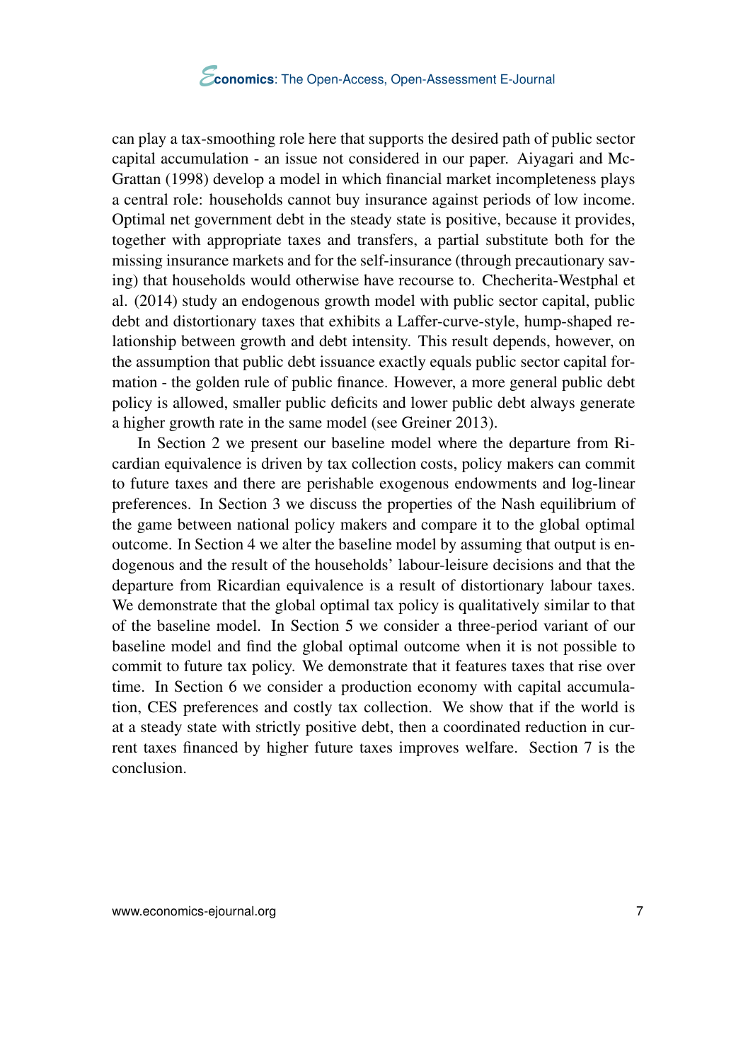can play a tax-smoothing role here that supports the desired path of public sector capital accumulation - an issue not considered in our paper. Aiyagari and McGrattan (1998) develop a model in which financial market incompleteness plays a central role: households cannot buy insurance against periods of low income. Optimal net government debt in the steady state is positive, because it provides, together with appropriate taxes and transfers, a partial substitute both for the missing insurance markets and for the self-insurance (through precautionary saving) that households would otherwise have recourse to. Checherita-Westphal et al. (2014) study an endogenous growth model with public sector capital, public debt and distortionary taxes that exhibits a Laffer-curve-style, hump-shaped relationship between growth and debt intensity. This result depends, however, on the assumption that public debt issuance exactly equals public sector capital formation - the golden rule of public finance. However, a more general public debt policy is allowed, smaller public deficits and lower public debt always generate a higher growth rate in the same model (see Greiner 2013).

In Section 2 we present our baseline model where the departure from Ricardian equivalence is driven by tax collection costs, policy makers can commit to future taxes and there are perishable exogenous endowments and log-linear preferences. In Section 3 we discuss the properties of the Nash equilibrium of the game between national policy makers and compare it to the global optimal outcome. In Section 4 we alter the baseline model by assuming that output is endogenous and the result of the households' labour-leisure decisions and that the departure from Ricardian equivalence is a result of distortionary labour taxes. We demonstrate that the global optimal tax policy is qualitatively similar to that of the baseline model. In Section 5 we consider a three-period variant of our baseline model and find the global optimal outcome when it is not possible to commit to future tax policy. We demonstrate that it features taxes that rise over time. In Section 6 we consider a production economy with capital accumulation, CES preferences and costly tax collection. We show that if the world is at a steady state with strictly positive debt, then a coordinated reduction in current taxes financed by higher future taxes improves welfare. Section 7 is the conclusion.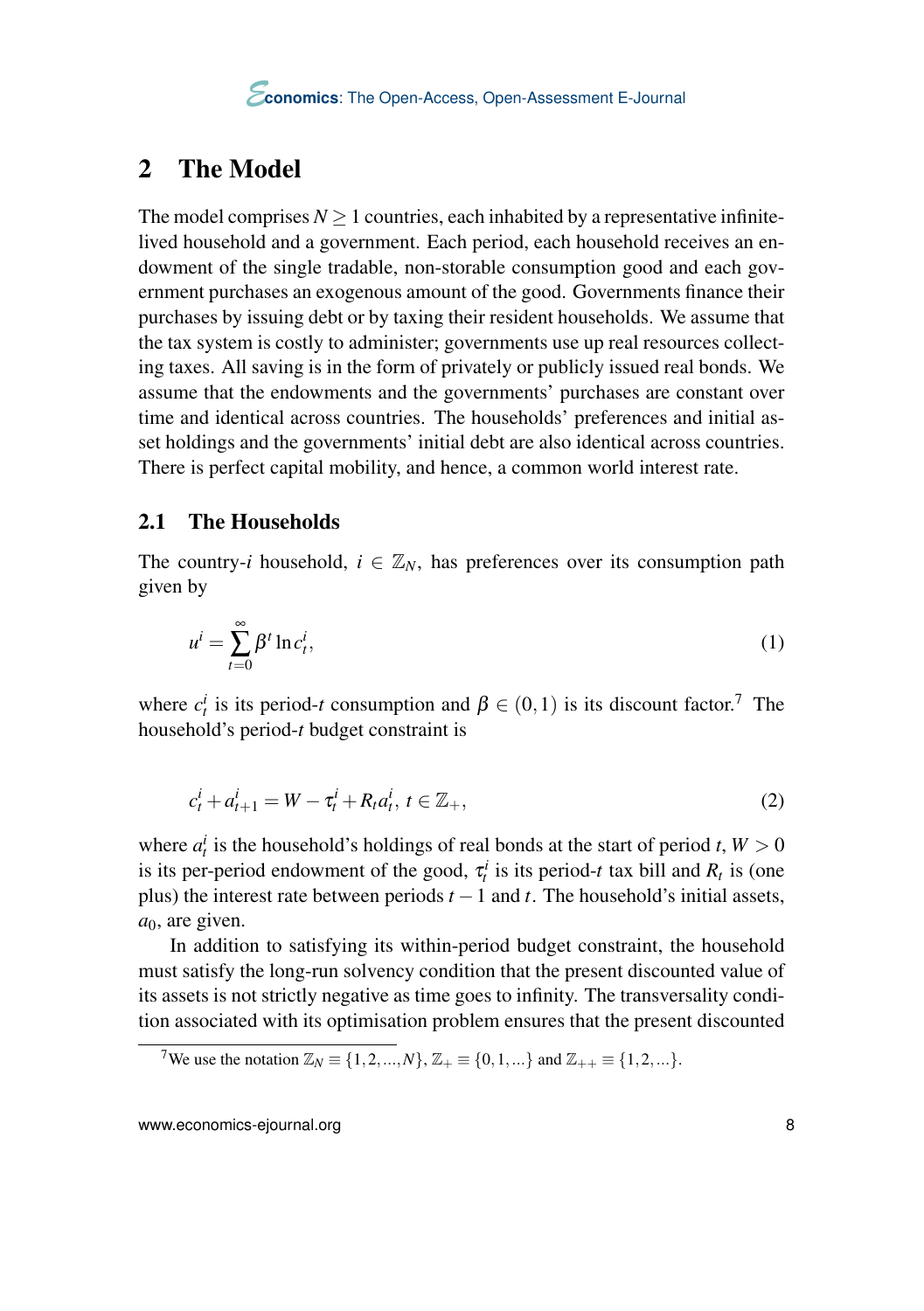## 2 The Model

The model comprises $N \geq 1$ countries, each inhabited by a representative infinite-lived household and a government. Each period, each household receives an endowment of the single tradable, non-storable consumption good and each government purchases an exogenous amount of the good. Governments finance their purchases by issuing debt or by taxing their resident households. We assume that the tax system is costly to administer; governments use up real resources collecting taxes. All saving is in the form of privately or publicly issued real bonds. We assume that the endowments and the governments' purchases are constant over time and identical across countries. The households' preferences and initial asset holdings and the governments' initial debt are also identical across countries. There is perfect capital mobility, and hence, a common world interest rate.

### 2.1 The Households

The country-$i$ household, $i \in \mathbb{Z}_N$, has preferences over its consumption path given by

$$u^i = \sum_{t=0}^{\infty} \beta^t \ln c_t^i, \tag{1}$$

where $c_t^i$ is its period-$t$ consumption and $\beta \in (0,1)$ is its discount factor.[7] The household's period-$t$ budget constraint is

$$c_t^i + a_{t+1}^i = W - \tau_t^i + R_t a_t^i,\ t \in \mathbb{Z}_+, \tag{2}$$

where $a_t^i$ is the household's holdings of real bonds at the start of period $t$, $W > 0$ is its per-period endowment of the good, $\tau_t^i$ is its period-$t$ tax bill and $R_t$ is (one plus) the interest rate between periods $t-1$ and $t$. The household's initial assets, $a_0$, are given.

In addition to satisfying its within-period budget constraint, the household must satisfy the long-run solvency condition that the present discounted value of its assets is not strictly negative as time goes to infinity. The transversality condition associated with its optimisation problem ensures that the present discounted

[7] We use the notation $\mathbb{Z}_N \equiv \{1,2,...,N\}$, $\mathbb{Z}_+ \equiv \{0,1,...\}$ and $\mathbb{Z}_{++} \equiv \{1,2,...\}$.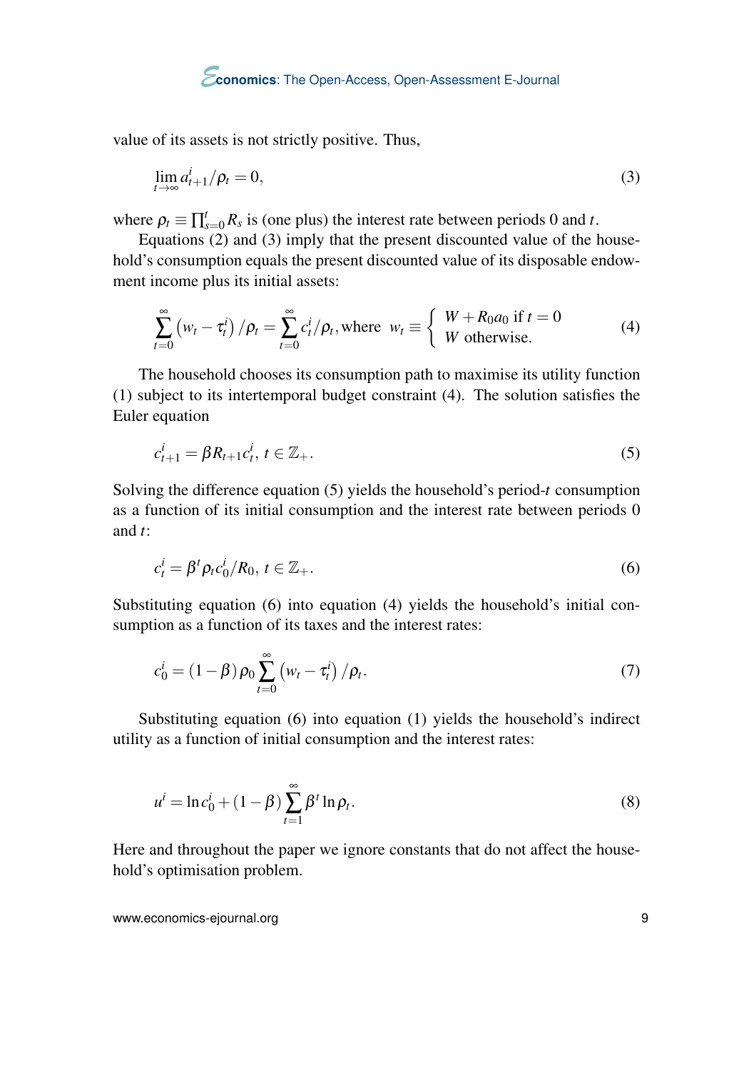value of its assets is not strictly positive. Thus,

$$\lim_{t\to\infty} a_{t+1}^i/\rho_t = 0, \tag{3}$$

where $\rho_t \equiv \prod_{s=0}^{t} R_s$ is (one plus) the interest rate between periods 0 and $t$.

Equations (2) and (3) imply that the present discounted value of the household's consumption equals the present discounted value of its disposable endowment income plus its initial assets:

$$\sum_{t=0}^{\infty} \left(w_t - \tau_t^i\right)/\rho_t = \sum_{t=0}^{\infty} c_t^i/\rho_t, \text{where } \; w_t \equiv \begin{cases} W + R_0 a_0 \text{ if } t = 0 \\ W \text{ otherwise.} \end{cases} \tag{4}$$

The household chooses its consumption path to maximise its utility function (1) subject to its intertemporal budget constraint (4). The solution satisfies the Euler equation

$$c_{t+1}^i = \beta R_{t+1} c_t^i, \; t \in \mathbb{Z}_+. \tag{5}$$

Solving the difference equation (5) yields the household's period-$t$ consumption as a function of its initial consumption and the interest rate between periods 0 and $t$:

$$c_t^i = \beta^t \rho_t c_0^i / R_0, \; t \in \mathbb{Z}_+. \tag{6}$$

Substituting equation (6) into equation (4) yields the household's initial consumption as a function of its taxes and the interest rates:

$$c_0^i = (1-\beta)\,\rho_0 \sum_{t=0}^{\infty} \left(w_t - \tau_t^i\right)/\rho_t. \tag{7}$$

Substituting equation (6) into equation (1) yields the household's indirect utility as a function of initial consumption and the interest rates:

$$u^i = \ln c_0^i + (1-\beta) \sum_{t=1}^{\infty} \beta^t \ln \rho_t. \tag{8}$$

Here and throughout the paper we ignore constants that do not affect the household's optimisation problem.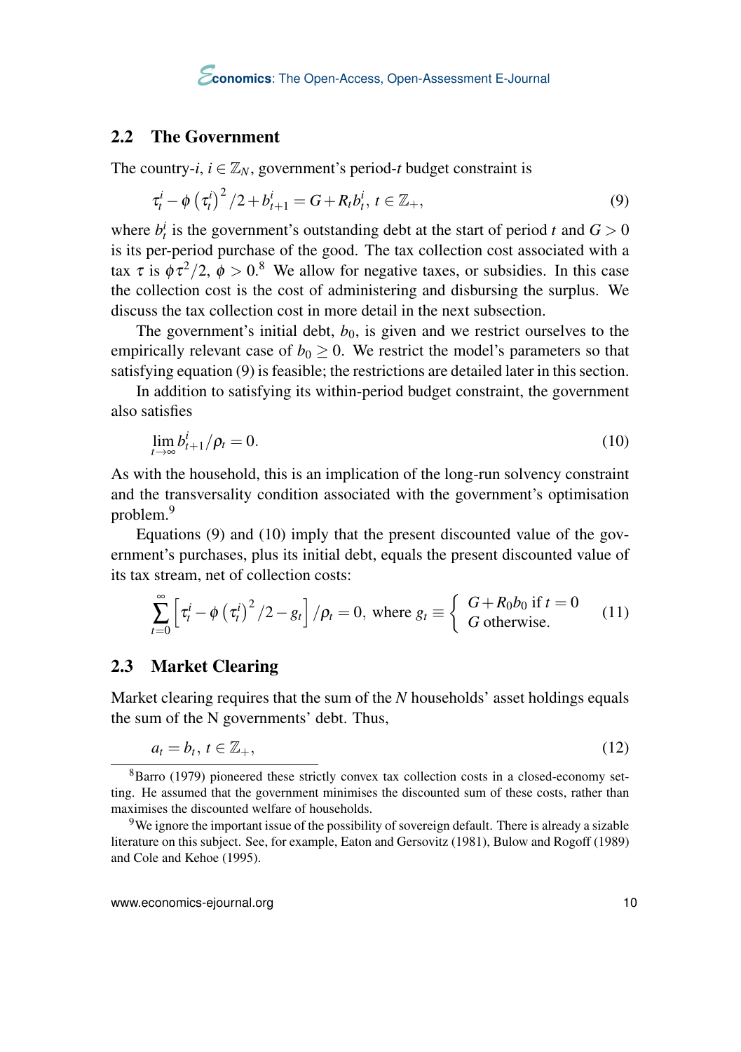## 2.2 The Government

The country-$i$, $i \in \mathbb{Z}_N$, government's period-$t$ budget constraint is

$$\tau_t^i - \phi \left(\tau_t^i\right)^2/2 + b_{t+1}^i = G + R_t b_t^i,\ t \in \mathbb{Z}_+, \tag{9}$$

where $b_t^i$ is the government's outstanding debt at the start of period $t$ and $G > 0$ is its per-period purchase of the good. The tax collection cost associated with a tax $\tau$ is $\phi\tau^2/2$, $\phi > 0$.[8] We allow for negative taxes, or subsidies. In this case the collection cost is the cost of administering and disbursing the surplus. We discuss the tax collection cost in more detail in the next subsection.

The government's initial debt, $b_0$, is given and we restrict ourselves to the empirically relevant case of $b_0 \geq 0$. We restrict the model's parameters so that satisfying equation (9) is feasible; the restrictions are detailed later in this section.

In addition to satisfying its within-period budget constraint, the government also satisfies

$$\lim_{t\to\infty} b_{t+1}^i/\rho_t = 0. \tag{10}$$

As with the household, this is an implication of the long-run solvency constraint and the transversality condition associated with the government's optimisation problem.[9]

Equations (9) and (10) imply that the present discounted value of the government's purchases, plus its initial debt, equals the present discounted value of its tax stream, net of collection costs:

$$\sum_{t=0}^{\infty} \left[\tau_t^i - \phi\left(\tau_t^i\right)^2/2 - g_t\right]/\rho_t = 0, \text{ where } g_t \equiv \begin{cases} G + R_0 b_0 \text{ if } t = 0 \\ G \text{ otherwise.} \end{cases} \tag{11}$$

## 2.3 Market Clearing

Market clearing requires that the sum of the $N$ households' asset holdings equals the sum of the N governments' debt. Thus,

$$a_t = b_t,\ t \in \mathbb{Z}_+, \tag{12}$$

---

[8] Barro (1979) pioneered these strictly convex tax collection costs in a closed-economy setting. He assumed that the government minimises the discounted sum of these costs, rather than maximises the discounted welfare of households.

[9] We ignore the important issue of the possibility of sovereign default. There is already a sizable literature on this subject. See, for example, Eaton and Gersovitz (1981), Bulow and Rogoff (1989) and Cole and Kehoe (1995).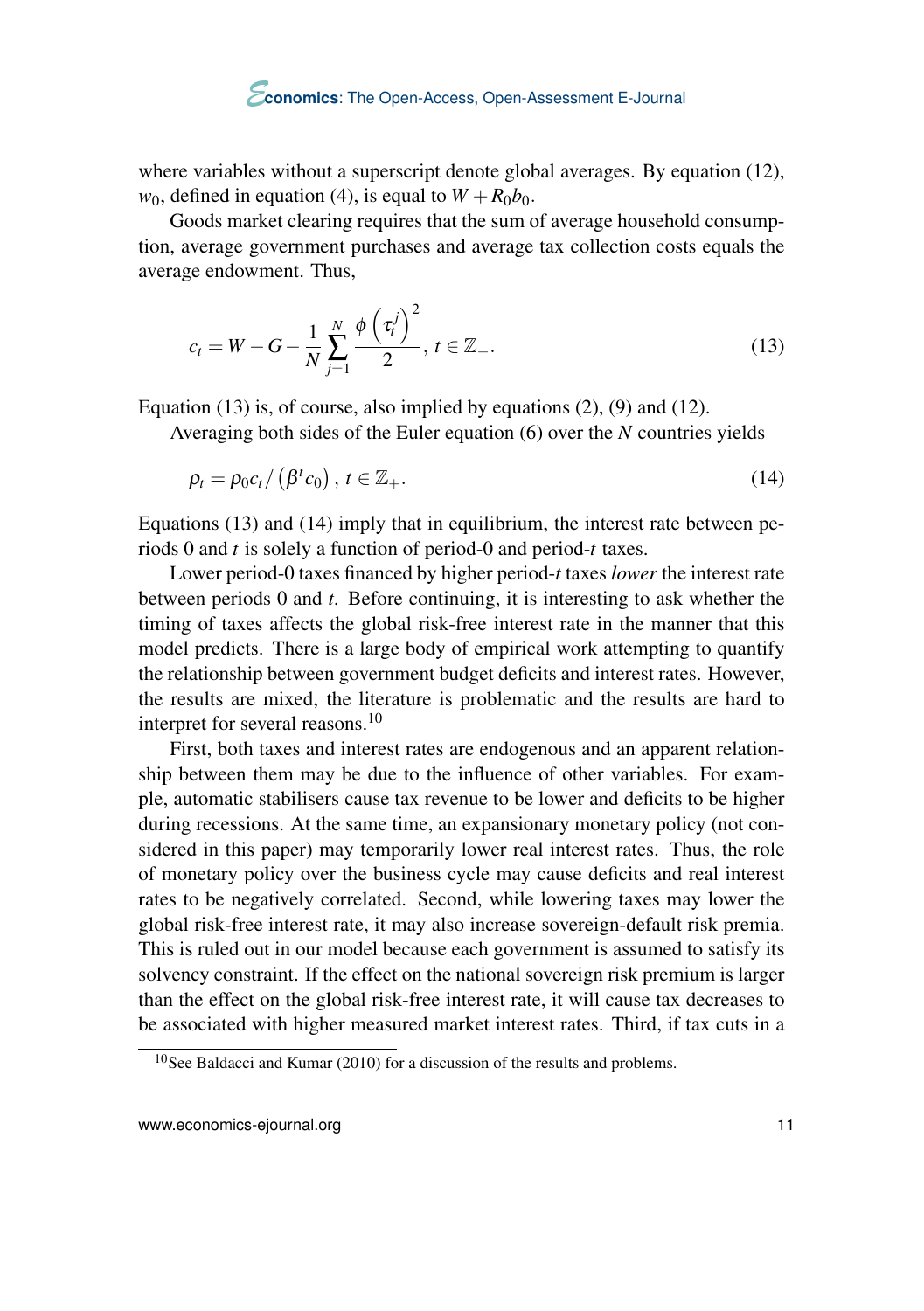where variables without a superscript denote global averages. By equation (12), $w_0$, defined in equation (4), is equal to $W + R_0 b_0$.

Goods market clearing requires that the sum of average household consumption, average government purchases and average tax collection costs equals the average endowment. Thus,

$$c_t = W - G - \frac{1}{N}\sum_{j=1}^{N} \frac{\phi \left(\tau_t^j\right)^2}{2}, \; t \in \mathbb{Z}_+. \tag{13}$$

Equation (13) is, of course, also implied by equations (2), (9) and (12).

Averaging both sides of the Euler equation (6) over the $N$ countries yields

$$\rho_t = \rho_0 c_t / \left(\beta^t c_0\right), \; t \in \mathbb{Z}_+. \tag{14}$$

Equations (13) and (14) imply that in equilibrium, the interest rate between periods 0 and $t$ is solely a function of period-0 and period-$t$ taxes.

Lower period-0 taxes financed by higher period-$t$ taxes *lower* the interest rate between periods 0 and $t$. Before continuing, it is interesting to ask whether the timing of taxes affects the global risk-free interest rate in the manner that this model predicts. There is a large body of empirical work attempting to quantify the relationship between government budget deficits and interest rates. However, the results are mixed, the literature is problematic and the results are hard to interpret for several reasons.[10]

First, both taxes and interest rates are endogenous and an apparent relationship between them may be due to the influence of other variables. For example, automatic stabilisers cause tax revenue to be lower and deficits to be higher during recessions. At the same time, an expansionary monetary policy (not considered in this paper) may temporarily lower real interest rates. Thus, the role of monetary policy over the business cycle may cause deficits and real interest rates to be negatively correlated. Second, while lowering taxes may lower the global risk-free interest rate, it may also increase sovereign-default risk premia. This is ruled out in our model because each government is assumed to satisfy its solvency constraint. If the effect on the national sovereign risk premium is larger than the effect on the global risk-free interest rate, it will cause tax decreases to be associated with higher measured market interest rates. Third, if tax cuts in a

[10] See Baldacci and Kumar (2010) for a discussion of the results and problems.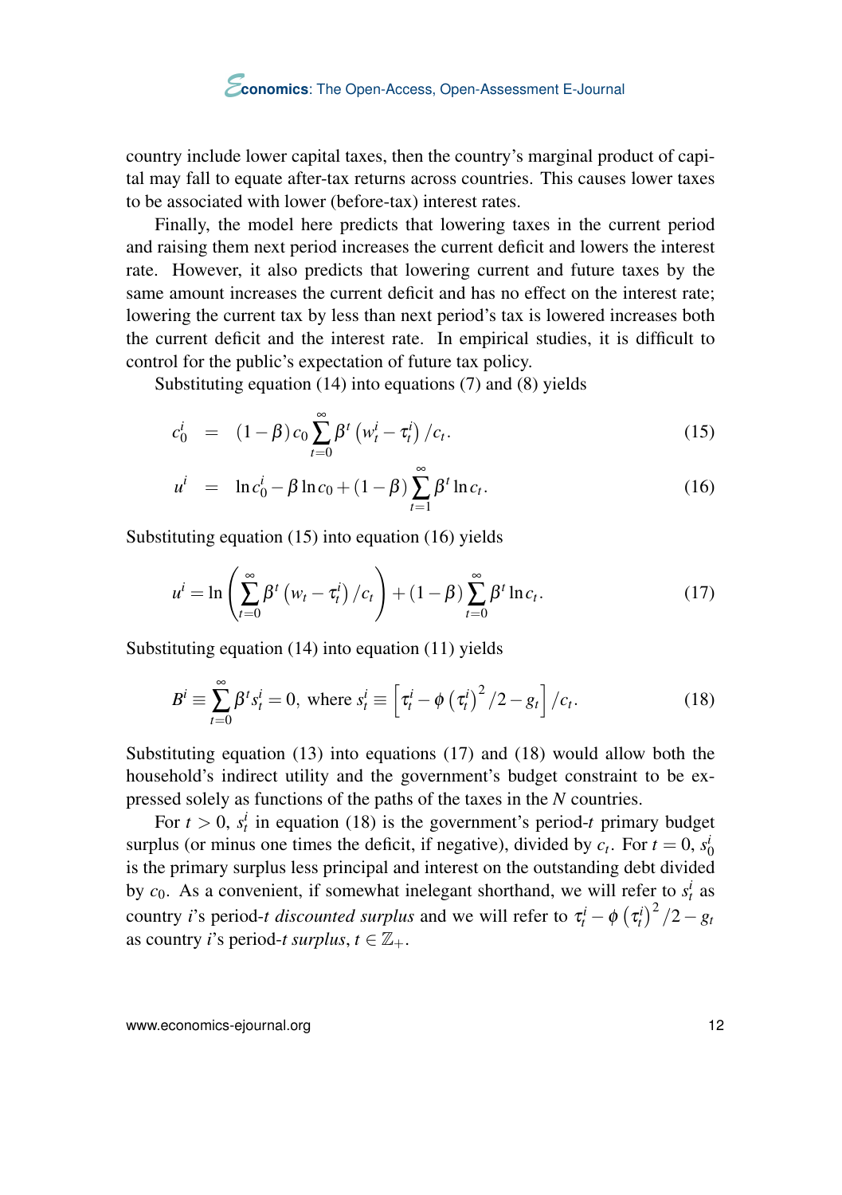country include lower capital taxes, then the country's marginal product of capital may fall to equate after-tax returns across countries. This causes lower taxes to be associated with lower (before-tax) interest rates.

Finally, the model here predicts that lowering taxes in the current period and raising them next period increases the current deficit and lowers the interest rate. However, it also predicts that lowering current and future taxes by the same amount increases the current deficit and has no effect on the interest rate; lowering the current tax by less than next period's tax is lowered increases both the current deficit and the interest rate. In empirical studies, it is difficult to control for the public's expectation of future tax policy.

Substituting equation (14) into equations (7) and (8) yields

$$c_0^i = (1-\beta)\, c_0 \sum_{t=0}^{\infty} \beta^t \left(w_t^i - \tau_t^i\right)/c_t. \tag{15}$$

$$u^i = \ln c_0^i - \beta \ln c_0 + (1-\beta) \sum_{t=1}^{\infty} \beta^t \ln c_t. \tag{16}$$

Substituting equation (15) into equation (16) yields

$$u^i = \ln\left(\sum_{t=0}^{\infty} \beta^t \left(w_t - \tau_t^i\right)/c_t\right) + (1-\beta) \sum_{t=0}^{\infty} \beta^t \ln c_t. \tag{17}$$

Substituting equation (14) into equation (11) yields

$$B^i \equiv \sum_{t=0}^{\infty} \beta^t s_t^i = 0, \text{ where } s_t^i \equiv \left[\tau_t^i - \phi\left(\tau_t^i\right)^2/2 - g_t\right]/c_t. \tag{18}$$

Substituting equation (13) into equations (17) and (18) would allow both the household's indirect utility and the government's budget constraint to be expressed solely as functions of the paths of the taxes in the $N$ countries.

For $t > 0$, $s_t^i$ in equation (18) is the government's period-$t$ primary budget surplus (or minus one times the deficit, if negative), divided by $c_t$. For $t = 0$, $s_0^i$ is the primary surplus less principal and interest on the outstanding debt divided by $c_0$. As a convenient, if somewhat inelegant shorthand, we will refer to $s_t^i$ as country $i$'s period-$t$ *discounted surplus* and we will refer to $\tau_t^i - \phi\left(\tau_t^i\right)^2/2 - g_t$ as country $i$'s period-$t$ *surplus*, $t \in \mathbb{Z}_+$.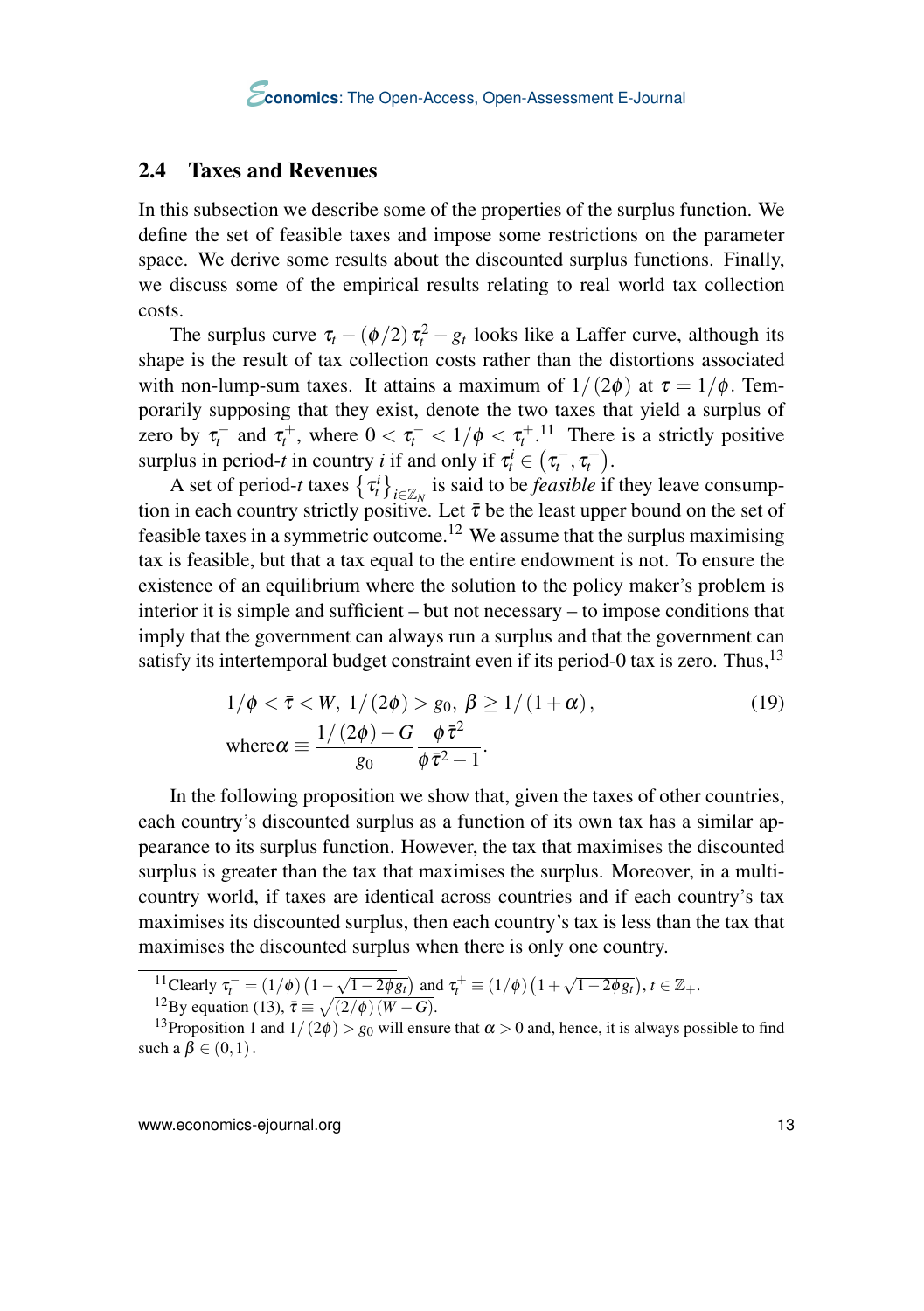## 2.4 Taxes and Revenues

In this subsection we describe some of the properties of the surplus function. We define the set of feasible taxes and impose some restrictions on the parameter space. We derive some results about the discounted surplus functions. Finally, we discuss some of the empirical results relating to real world tax collection costs.

The surplus curve $\tau_t - (\phi/2)\,\tau_t^2 - g_t$ looks like a Laffer curve, although its shape is the result of tax collection costs rather than the distortions associated with non-lump-sum taxes. It attains a maximum of $1/(2\phi)$ at $\tau = 1/\phi$. Temporarily supposing that they exist, denote the two taxes that yield a surplus of zero by $\tau_t^-$ and $\tau_t^+$, where $0 < \tau_t^- < 1/\phi < \tau_t^+$.[11] There is a strictly positive surplus in period-$t$ in country $i$ if and only if $\tau_t^i \in \left(\tau_t^-, \tau_t^+\right)$.

A set of period-$t$ taxes $\left\{\tau_t^i\right\}_{i\in\mathbb{Z}_N}$ is said to be *feasible* if they leave consumption in each country strictly positive. Let $\bar{\tau}$ be the least upper bound on the set of feasible taxes in a symmetric outcome.[12] We assume that the surplus maximising tax is feasible, but that a tax equal to the entire endowment is not. To ensure the existence of an equilibrium where the solution to the policy maker's problem is interior it is simple and sufficient – but not necessary – to impose conditions that imply that the government can always run a surplus and that the government can satisfy its intertemporal budget constraint even if its period-0 tax is zero. Thus,[13]

$$
\begin{aligned}
&1/\phi < \bar{\tau} < W,\ 1/(2\phi) > g_0,\ \beta \geq 1/(1+\alpha), \\
&\text{where}\,\alpha \equiv \frac{1/(2\phi) - G}{g_0}\,\frac{\phi\,\bar{\tau}^2}{\phi\,\bar{\tau}^2 - 1}.
\end{aligned}
\tag{19}
$$

In the following proposition we show that, given the taxes of other countries, each country's discounted surplus as a function of its own tax has a similar appearance to its surplus function. However, the tax that maximises the discounted surplus is greater than the tax that maximises the surplus. Moreover, in a multi-country world, if taxes are identical across countries and if each country's tax maximises its discounted surplus, then each country's tax is less than the tax that maximises the discounted surplus when there is only one country.

---

[11] Clearly $\tau_t^- = (1/\phi)\left(1 - \sqrt{1 - 2\phi g_t}\right)$ and $\tau_t^+ \equiv (1/\phi)\left(1 + \sqrt{1 - 2\phi g_t}\right)$, $t \in \mathbb{Z}_+$.

[12] By equation (13), $\bar{\tau} \equiv \sqrt{(2/\phi)\,(W - G)}$.

[13] Proposition 1 and $1/(2\phi) > g_0$ will ensure that $\alpha > 0$ and, hence, it is always possible to find such a $\beta \in (0,1)$.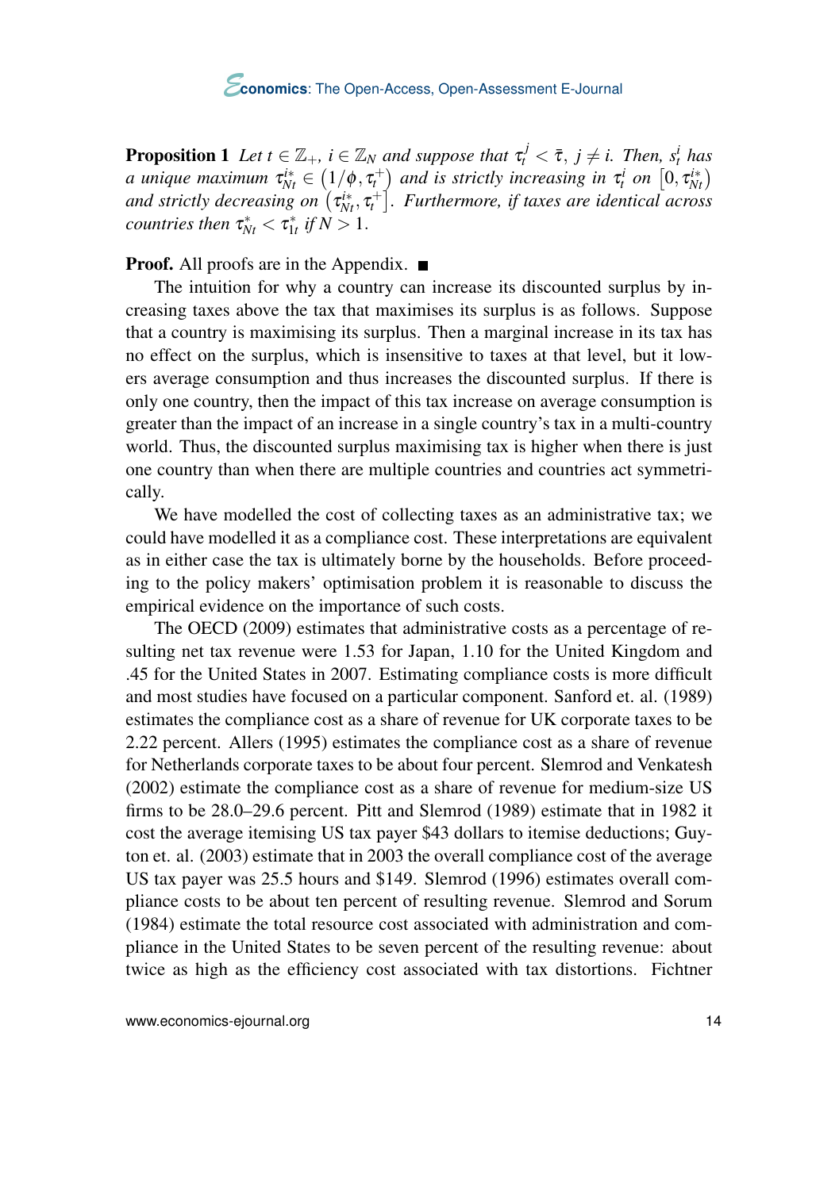**Proposition 1** *Let $t \in \mathbb{Z}_{+}$, $i \in \mathbb{Z}_{N}$ and suppose that $\tau_t^j < \bar{\tau}$, $j \neq i$. Then, $s_t^i$ has a unique maximum $\tau_{Nt}^{i*} \in \left(1/\phi, \tau_t^{+}\right)$ and is strictly increasing in $\tau_t^i$ on $\left[0, \tau_{Nt}^{i*}\right)$ and strictly decreasing on $\left(\tau_{Nt}^{i*}, \tau_t^{+}\right]$. Furthermore, if taxes are identical across countries then $\tau_{Nt}^{*} < \tau_{1t}^{*}$ if $N > 1$.*

**Proof.** All proofs are in the Appendix. ■

The intuition for why a country can increase its discounted surplus by increasing taxes above the tax that maximises its surplus is as follows. Suppose that a country is maximising its surplus. Then a marginal increase in its tax has no effect on the surplus, which is insensitive to taxes at that level, but it lowers average consumption and thus increases the discounted surplus. If there is only one country, then the impact of this tax increase on average consumption is greater than the impact of an increase in a single country's tax in a multi-country world. Thus, the discounted surplus maximising tax is higher when there is just one country than when there are multiple countries and countries act symmetrically.

We have modelled the cost of collecting taxes as an administrative tax; we could have modelled it as a compliance cost. These interpretations are equivalent as in either case the tax is ultimately borne by the households. Before proceeding to the policy makers' optimisation problem it is reasonable to discuss the empirical evidence on the importance of such costs.

The OECD (2009) estimates that administrative costs as a percentage of resulting net tax revenue were 1.53 for Japan, 1.10 for the United Kingdom and .45 for the United States in 2007. Estimating compliance costs is more difficult and most studies have focused on a particular component. Sanford et. al. (1989) estimates the compliance cost as a share of revenue for UK corporate taxes to be 2.22 percent. Allers (1995) estimates the compliance cost as a share of revenue for Netherlands corporate taxes to be about four percent. Slemrod and Venkatesh (2002) estimate the compliance cost as a share of revenue for medium-size US firms to be 28.0–29.6 percent. Pitt and Slemrod (1989) estimate that in 1982 it cost the average itemising US tax payer $43 dollars to itemise deductions; Guyton et. al. (2003) estimate that in 2003 the overall compliance cost of the average US tax payer was 25.5 hours and $149. Slemrod (1996) estimates overall compliance costs to be about ten percent of resulting revenue. Slemrod and Sorum (1984) estimate the total resource cost associated with administration and compliance in the United States to be seven percent of the resulting revenue: about twice as high as the efficiency cost associated with tax distortions. Fichtner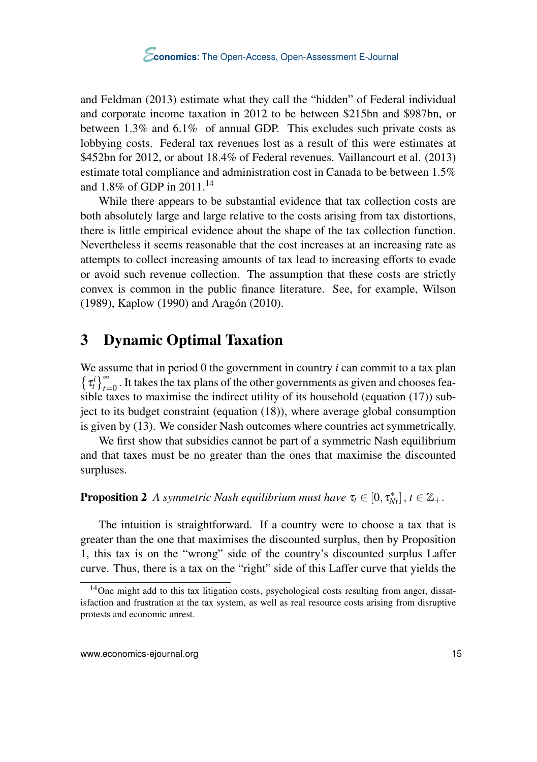and Feldman (2013) estimate what they call the "hidden" of Federal individual and corporate income taxation in 2012 to be between \$215bn and \$987bn, or between 1.3% and 6.1% of annual GDP. This excludes such private costs as lobbying costs. Federal tax revenues lost as a result of this were estimates at \$452bn for 2012, or about 18.4% of Federal revenues. Vaillancourt et al. (2013) estimate total compliance and administration cost in Canada to be between 1.5% and 1.8% of GDP in 2011.[14]

While there appears to be substantial evidence that tax collection costs are both absolutely large and large relative to the costs arising from tax distortions, there is little empirical evidence about the shape of the tax collection function. Nevertheless it seems reasonable that the cost increases at an increasing rate as attempts to collect increasing amounts of tax lead to increasing efforts to evade or avoid such revenue collection. The assumption that these costs are strictly convex is common in the public finance literature. See, for example, Wilson (1989), Kaplow (1990) and Aragón (2010).

## 3 Dynamic Optimal Taxation

We assume that in period 0 the government in country $i$ can commit to a tax plan $\left\{\tau_t^i\right\}_{t=0}^{\infty}$. It takes the tax plans of the other governments as given and chooses feasible taxes to maximise the indirect utility of its household (equation (17)) subject to its budget constraint (equation (18)), where average global consumption is given by (13). We consider Nash outcomes where countries act symmetrically.

We first show that subsidies cannot be part of a symmetric Nash equilibrium and that taxes must be no greater than the ones that maximise the discounted surpluses.

**Proposition 2** *A symmetric Nash equilibrium must have* $\tau_t \in [0, \tau_{Nt}^*]$, $t \in \mathbb{Z}_+$.

The intuition is straightforward. If a country were to choose a tax that is greater than the one that maximises the discounted surplus, then by Proposition 1, this tax is on the "wrong" side of the country's discounted surplus Laffer curve. Thus, there is a tax on the "right" side of this Laffer curve that yields the

[14] One might add to this tax litigation costs, psychological costs resulting from anger, dissatisfaction and frustration at the tax system, as well as real resource costs arising from disruptive protests and economic unrest.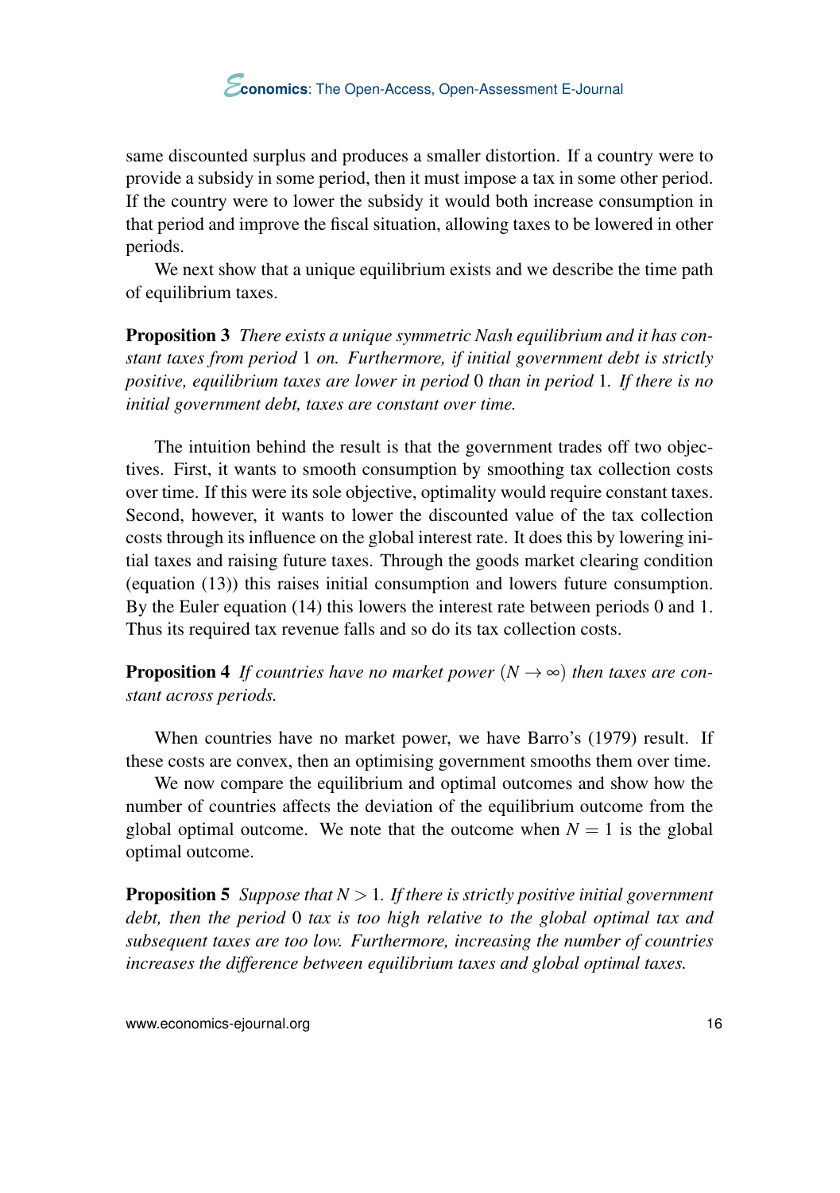same discounted surplus and produces a smaller distortion. If a country were to provide a subsidy in some period, then it must impose a tax in some other period. If the country were to lower the subsidy it would both increase consumption in that period and improve the fiscal situation, allowing taxes to be lowered in other periods.

We next show that a unique equilibrium exists and we describe the time path of equilibrium taxes.

**Proposition 3** *There exists a unique symmetric Nash equilibrium and it has constant taxes from period* 1 *on. Furthermore, if initial government debt is strictly positive, equilibrium taxes are lower in period* 0 *than in period* 1*. If there is no initial government debt, taxes are constant over time.*

The intuition behind the result is that the government trades off two objectives. First, it wants to smooth consumption by smoothing tax collection costs over time. If this were its sole objective, optimality would require constant taxes. Second, however, it wants to lower the discounted value of the tax collection costs through its influence on the global interest rate. It does this by lowering initial taxes and raising future taxes. Through the goods market clearing condition (equation (13)) this raises initial consumption and lowers future consumption. By the Euler equation (14) this lowers the interest rate between periods 0 and 1. Thus its required tax revenue falls and so do its tax collection costs.

**Proposition 4** *If countries have no market power* ($N \to \infty$) *then taxes are constant across periods.*

When countries have no market power, we have Barro's (1979) result. If these costs are convex, then an optimising government smooths them over time.

We now compare the equilibrium and optimal outcomes and show how the number of countries affects the deviation of the equilibrium outcome from the global optimal outcome. We note that the outcome when $N = 1$ is the global optimal outcome.

**Proposition 5** *Suppose that* $N > 1$*. If there is strictly positive initial government debt, then the period* 0 *tax is too high relative to the global optimal tax and subsequent taxes are too low. Furthermore, increasing the number of countries increases the difference between equilibrium taxes and global optimal taxes.*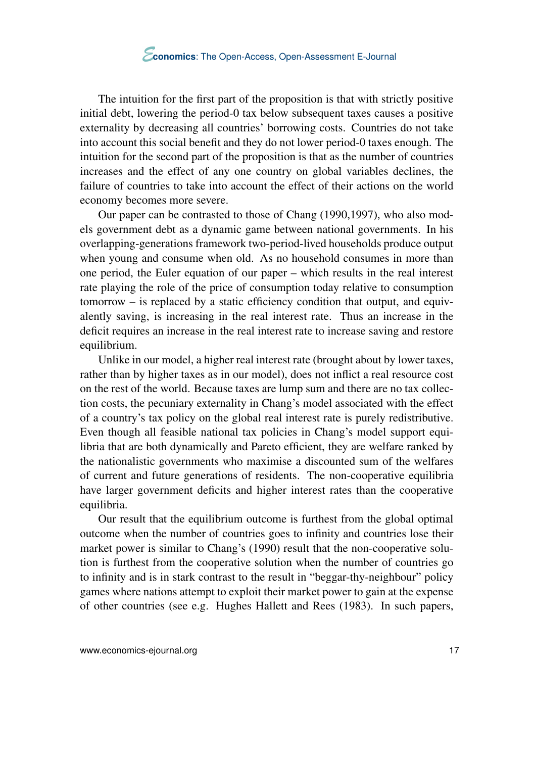The intuition for the first part of the proposition is that with strictly positive initial debt, lowering the period-0 tax below subsequent taxes causes a positive externality by decreasing all countries' borrowing costs. Countries do not take into account this social benefit and they do not lower period-0 taxes enough. The intuition for the second part of the proposition is that as the number of countries increases and the effect of any one country on global variables declines, the failure of countries to take into account the effect of their actions on the world economy becomes more severe.

Our paper can be contrasted to those of Chang (1990,1997), who also models government debt as a dynamic game between national governments. In his overlapping-generations framework two-period-lived households produce output when young and consume when old. As no household consumes in more than one period, the Euler equation of our paper – which results in the real interest rate playing the role of the price of consumption today relative to consumption tomorrow – is replaced by a static efficiency condition that output, and equivalently saving, is increasing in the real interest rate. Thus an increase in the deficit requires an increase in the real interest rate to increase saving and restore equilibrium.

Unlike in our model, a higher real interest rate (brought about by lower taxes, rather than by higher taxes as in our model), does not inflict a real resource cost on the rest of the world. Because taxes are lump sum and there are no tax collection costs, the pecuniary externality in Chang's model associated with the effect of a country's tax policy on the global real interest rate is purely redistributive. Even though all feasible national tax policies in Chang's model support equilibria that are both dynamically and Pareto efficient, they are welfare ranked by the nationalistic governments who maximise a discounted sum of the welfares of current and future generations of residents. The non-cooperative equilibria have larger government deficits and higher interest rates than the cooperative equilibria.

Our result that the equilibrium outcome is furthest from the global optimal outcome when the number of countries goes to infinity and countries lose their market power is similar to Chang's (1990) result that the non-cooperative solution is furthest from the cooperative solution when the number of countries go to infinity and is in stark contrast to the result in "beggar-thy-neighbour" policy games where nations attempt to exploit their market power to gain at the expense of other countries (see e.g. Hughes Hallett and Rees (1983). In such papers,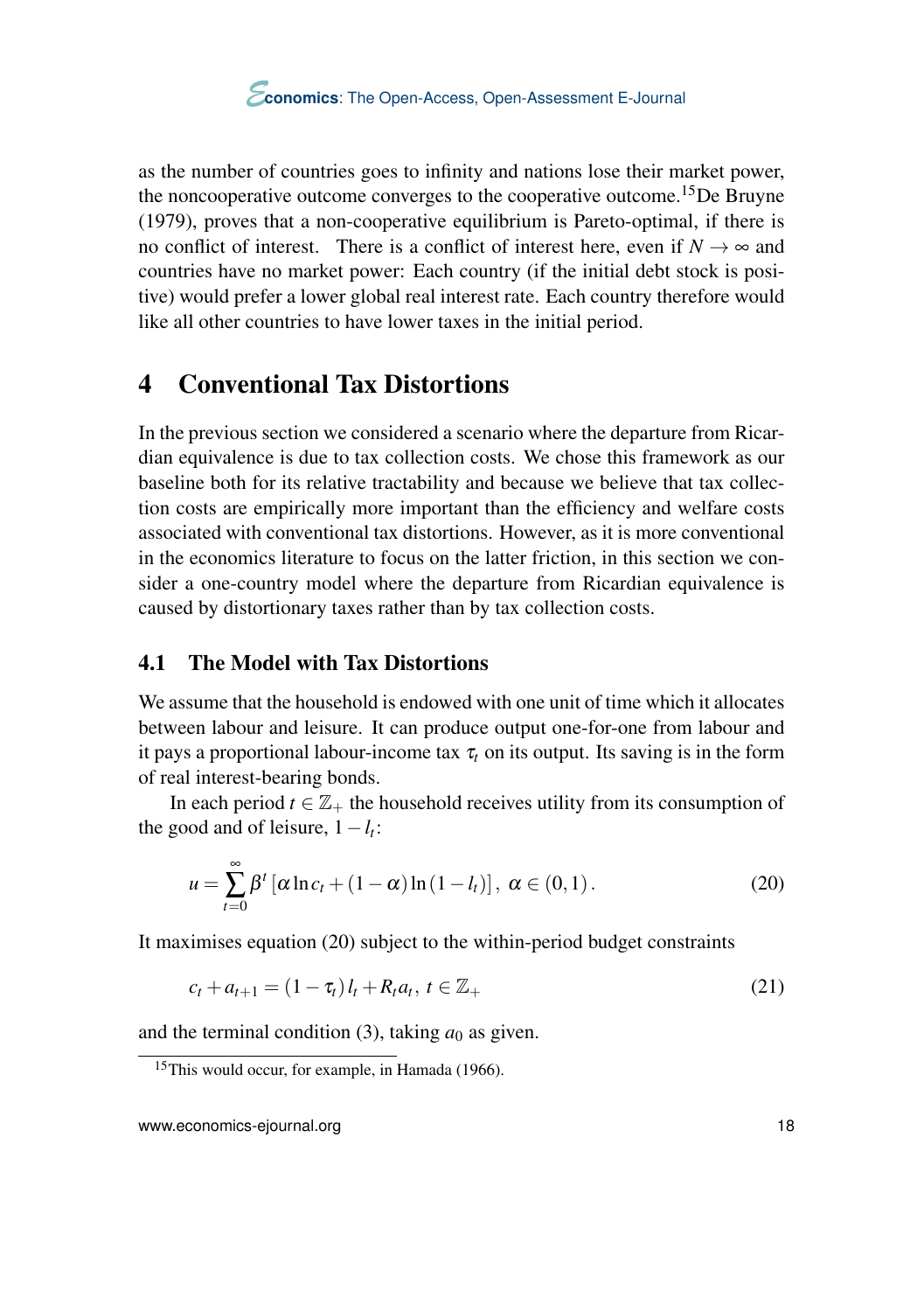as the number of countries goes to infinity and nations lose their market power, the noncooperative outcome converges to the cooperative outcome.[15] De Bruyne (1979), proves that a non-cooperative equilibrium is Pareto-optimal, if there is no conflict of interest. There is a conflict of interest here, even if $N \to \infty$ and countries have no market power: Each country (if the initial debt stock is positive) would prefer a lower global real interest rate. Each country therefore would like all other countries to have lower taxes in the initial period.

# 4 Conventional Tax Distortions

In the previous section we considered a scenario where the departure from Ricardian equivalence is due to tax collection costs. We chose this framework as our baseline both for its relative tractability and because we believe that tax collection costs are empirically more important than the efficiency and welfare costs associated with conventional tax distortions. However, as it is more conventional in the economics literature to focus on the latter friction, in this section we consider a one-country model where the departure from Ricardian equivalence is caused by distortionary taxes rather than by tax collection costs.

## 4.1 The Model with Tax Distortions

We assume that the household is endowed with one unit of time which it allocates between labour and leisure. It can produce output one-for-one from labour and it pays a proportional labour-income tax $\tau_t$ on its output. Its saving is in the form of real interest-bearing bonds.

In each period $t \in \mathbb{Z}_+$ the household receives utility from its consumption of the good and of leisure, $1 - l_t$:

$$u = \sum_{t=0}^{\infty} \beta^t \left[ \alpha \ln c_t + (1-\alpha) \ln (1 - l_t) \right], \; \alpha \in (0,1). \tag{20}$$

It maximises equation (20) subject to the within-period budget constraints

$$c_t + a_{t+1} = (1 - \tau_t) l_t + R_t a_t, \; t \in \mathbb{Z}_+ \tag{21}$$

and the terminal condition (3), taking $a_0$ as given.

[15] This would occur, for example, in Hamada (1966).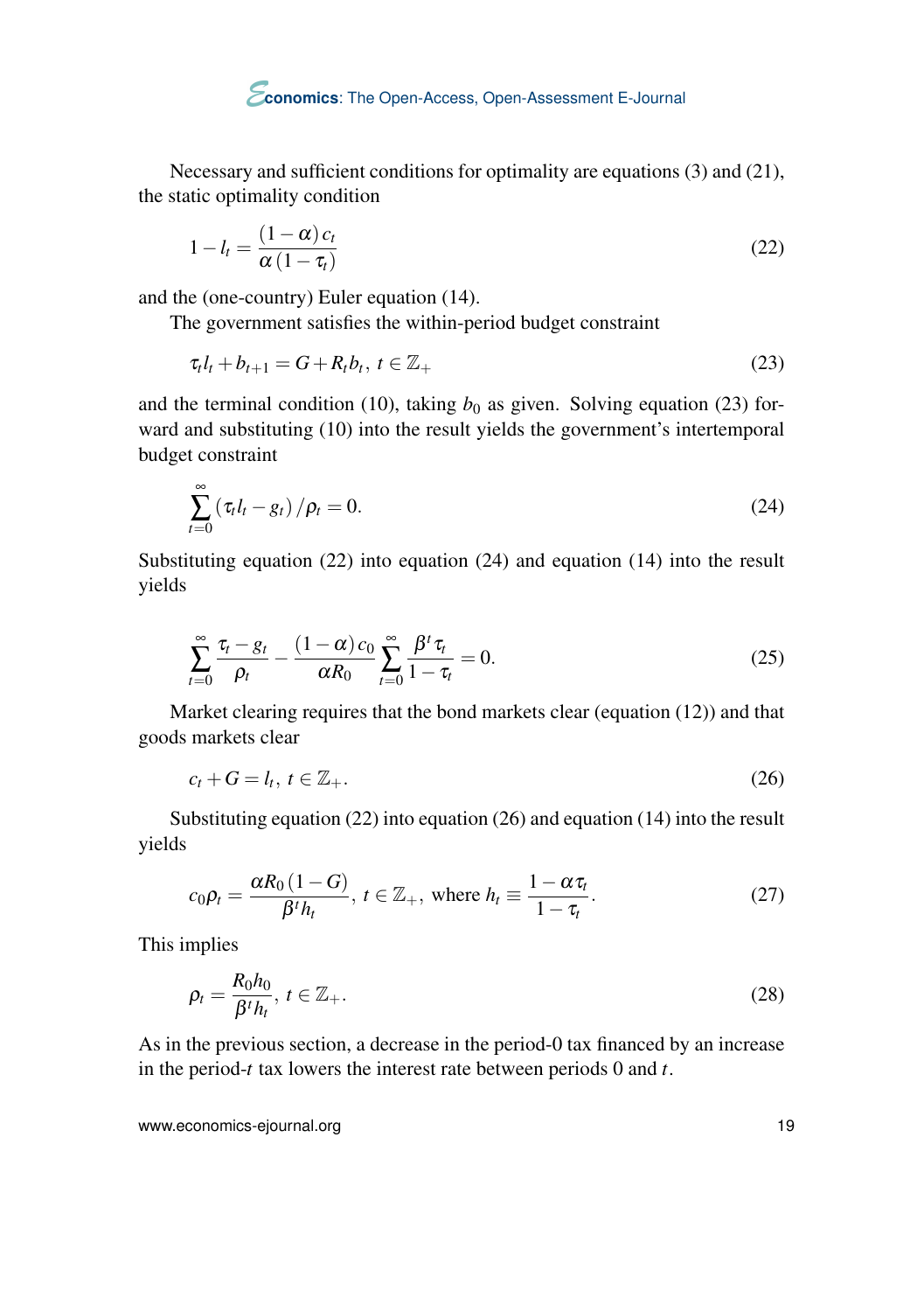Necessary and sufficient conditions for optimality are equations (3) and (21), the static optimality condition

$$1 - l_t = \frac{(1-\alpha)\, c_t}{\alpha\,(1-\tau_t)} \tag{22}$$

and the (one-country) Euler equation (14).

The government satisfies the within-period budget constraint

$$\tau_t l_t + b_{t+1} = G + R_t b_t,\ t \in \mathbb{Z}_+ \tag{23}$$

and the terminal condition (10), taking $b_0$ as given. Solving equation (23) forward and substituting (10) into the result yields the government's intertemporal budget constraint

$$\sum_{t=0}^{\infty} (\tau_t l_t - g_t)/\rho_t = 0. \tag{24}$$

Substituting equation (22) into equation (24) and equation (14) into the result yields

$$\sum_{t=0}^{\infty} \frac{\tau_t - g_t}{\rho_t} - \frac{(1-\alpha)\, c_0}{\alpha R_0} \sum_{t=0}^{\infty} \frac{\beta^t \tau_t}{1-\tau_t} = 0. \tag{25}$$

Market clearing requires that the bond markets clear (equation (12)) and that goods markets clear

$$c_t + G = l_t,\ t \in \mathbb{Z}_+. \tag{26}$$

Substituting equation (22) into equation (26) and equation (14) into the result yields

$$c_0 \rho_t = \frac{\alpha R_0 (1-G)}{\beta^t h_t},\ t \in \mathbb{Z}_+,\ \text{where } h_t \equiv \frac{1-\alpha\tau_t}{1-\tau_t}. \tag{27}$$

This implies

$$\rho_t = \frac{R_0 h_0}{\beta^t h_t},\ t \in \mathbb{Z}_+. \tag{28}$$

As in the previous section, a decrease in the period-0 tax financed by an increase in the period-$t$ tax lowers the interest rate between periods 0 and $t$.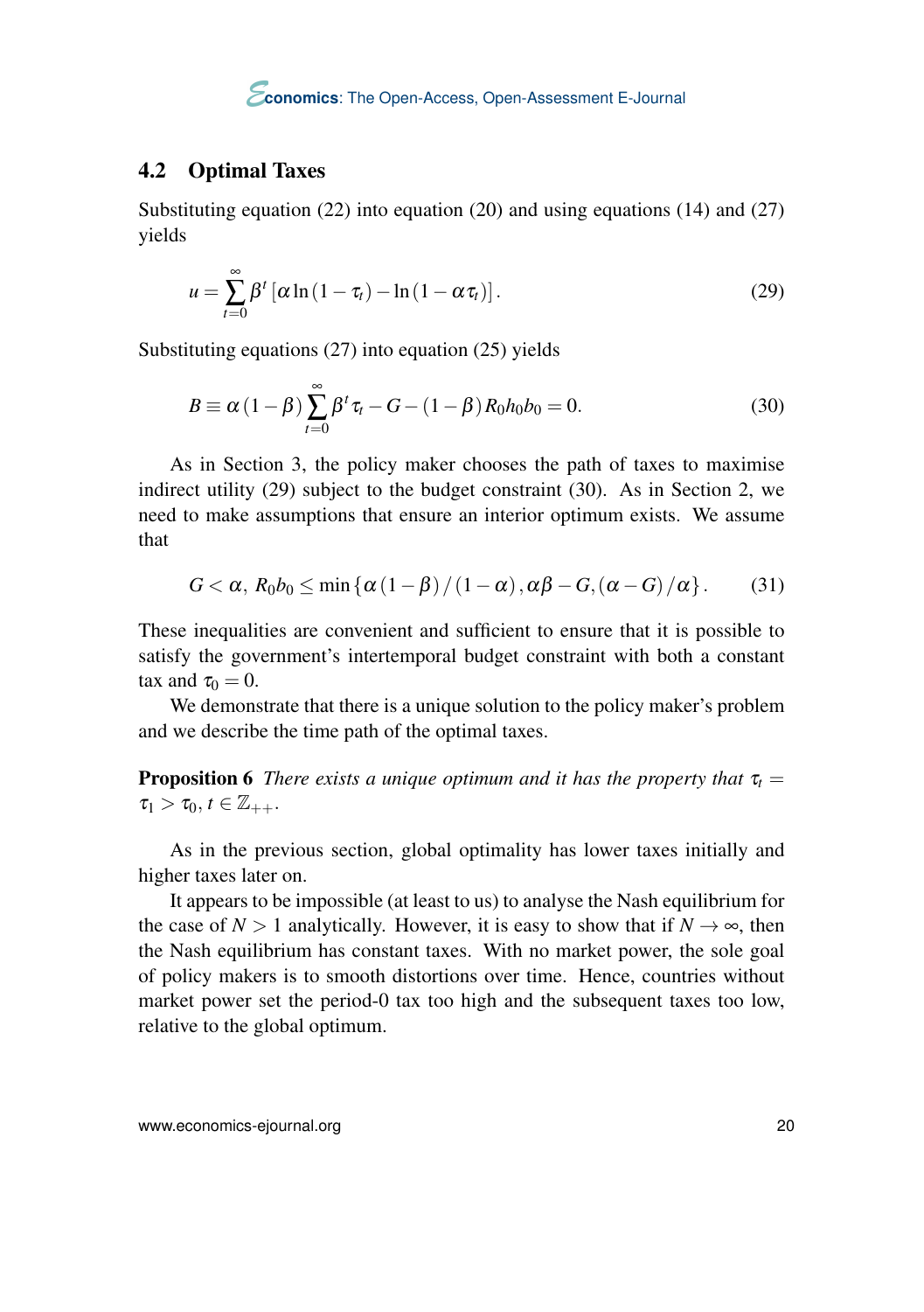## 4.2 Optimal Taxes

Substituting equation (22) into equation (20) and using equations (14) and (27) yields

$$u = \sum_{t=0}^{\infty} \beta^t \left[ \alpha \ln(1-\tau_t) - \ln(1-\alpha\tau_t) \right]. \tag{29}$$

Substituting equations (27) into equation (25) yields

$$B \equiv \alpha(1-\beta) \sum_{t=0}^{\infty} \beta^t \tau_t - G - (1-\beta) R_0 h_0 b_0 = 0. \tag{30}$$

As in Section 3, the policy maker chooses the path of taxes to maximise indirect utility (29) subject to the budget constraint (30). As in Section 2, we need to make assumptions that ensure an interior optimum exists. We assume that

$$G < \alpha,\ R_0 b_0 \leq \min\{\alpha(1-\beta)/(1-\alpha), \alpha\beta - G, (\alpha - G)/\alpha\}. \tag{31}$$

These inequalities are convenient and sufficient to ensure that it is possible to satisfy the government's intertemporal budget constraint with both a constant tax and $\tau_0 = 0$.

We demonstrate that there is a unique solution to the policy maker's problem and we describe the time path of the optimal taxes.

**Proposition 6** *There exists a unique optimum and it has the property that* $\tau_t = \tau_1 > \tau_0,\ t \in \mathbb{Z}_{++}$.

As in the previous section, global optimality has lower taxes initially and higher taxes later on.

It appears to be impossible (at least to us) to analyse the Nash equilibrium for the case of $N > 1$ analytically. However, it is easy to show that if $N \to \infty$, then the Nash equilibrium has constant taxes. With no market power, the sole goal of policy makers is to smooth distortions over time. Hence, countries without market power set the period-0 tax too high and the subsequent taxes too low, relative to the global optimum.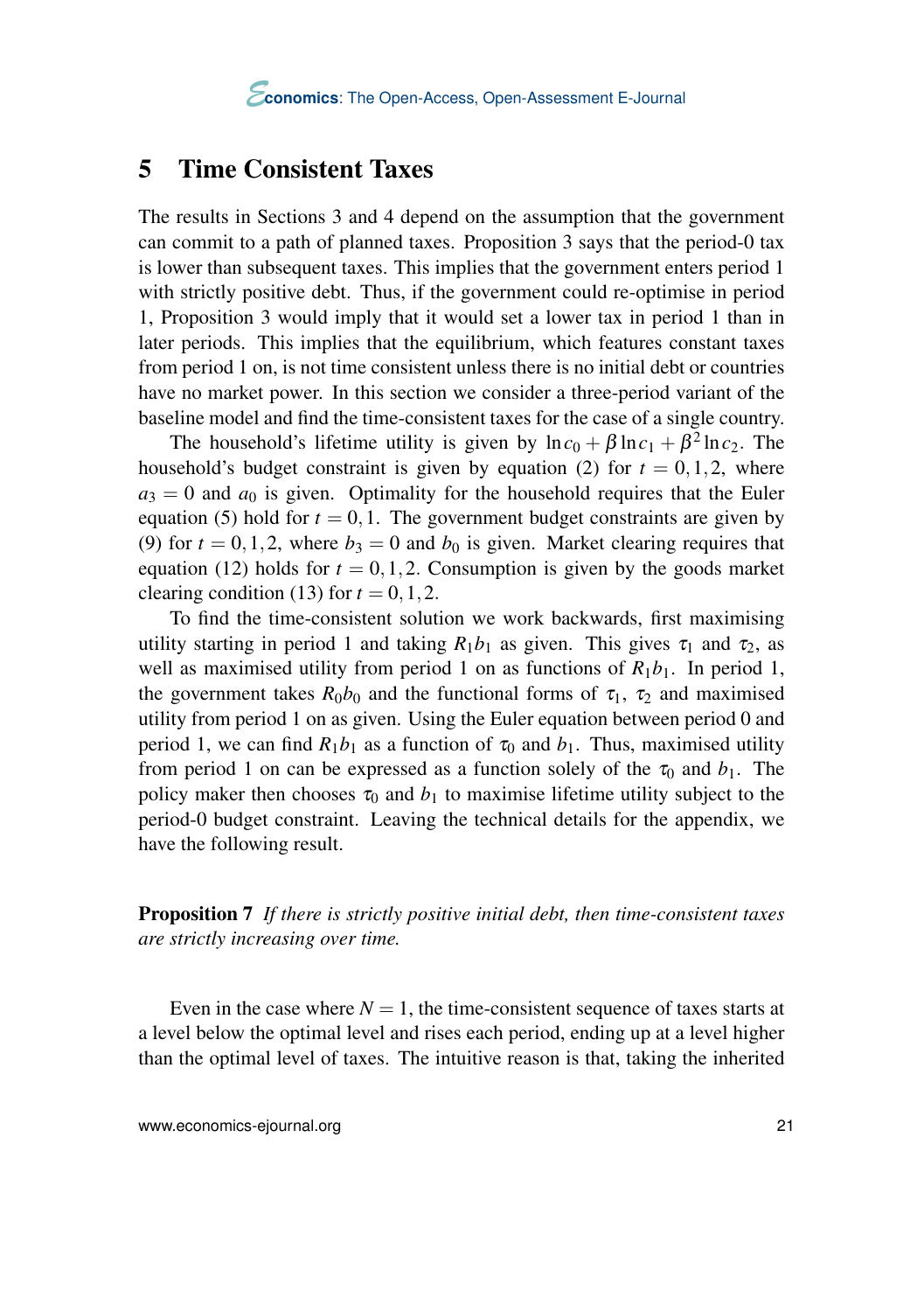## 5 Time Consistent Taxes

The results in Sections 3 and 4 depend on the assumption that the government can commit to a path of planned taxes. Proposition 3 says that the period-0 tax is lower than subsequent taxes. This implies that the government enters period 1 with strictly positive debt. Thus, if the government could re-optimise in period 1, Proposition 3 would imply that it would set a lower tax in period 1 than in later periods. This implies that the equilibrium, which features constant taxes from period 1 on, is not time consistent unless there is no initial debt or countries have no market power. In this section we consider a three-period variant of the baseline model and find the time-consistent taxes for the case of a single country.

The household's lifetime utility is given by $\ln c_0 + \beta \ln c_1 + \beta^2 \ln c_2$. The household's budget constraint is given by equation (2) for $t = 0,1,2$, where $a_3 = 0$ and $a_0$ is given. Optimality for the household requires that the Euler equation (5) hold for $t = 0,1$. The government budget constraints are given by (9) for $t = 0,1,2$, where $b_3 = 0$ and $b_0$ is given. Market clearing requires that equation (12) holds for $t = 0,1,2$. Consumption is given by the goods market clearing condition (13) for $t = 0,1,2$.

To find the time-consistent solution we work backwards, first maximising utility starting in period 1 and taking $R_1 b_1$ as given. This gives $\tau_1$ and $\tau_2$, as well as maximised utility from period 1 on as functions of $R_1 b_1$. In period 1, the government takes $R_0 b_0$ and the functional forms of $\tau_1$, $\tau_2$ and maximised utility from period 1 on as given. Using the Euler equation between period 0 and period 1, we can find $R_1 b_1$ as a function of $\tau_0$ and $b_1$. Thus, maximised utility from period 1 on can be expressed as a function solely of the $\tau_0$ and $b_1$. The policy maker then chooses $\tau_0$ and $b_1$ to maximise lifetime utility subject to the period-0 budget constraint. Leaving the technical details for the appendix, we have the following result.

**Proposition 7** *If there is strictly positive initial debt, then time-consistent taxes are strictly increasing over time.*

Even in the case where $N = 1$, the time-consistent sequence of taxes starts at a level below the optimal level and rises each period, ending up at a level higher than the optimal level of taxes. The intuitive reason is that, taking the inherited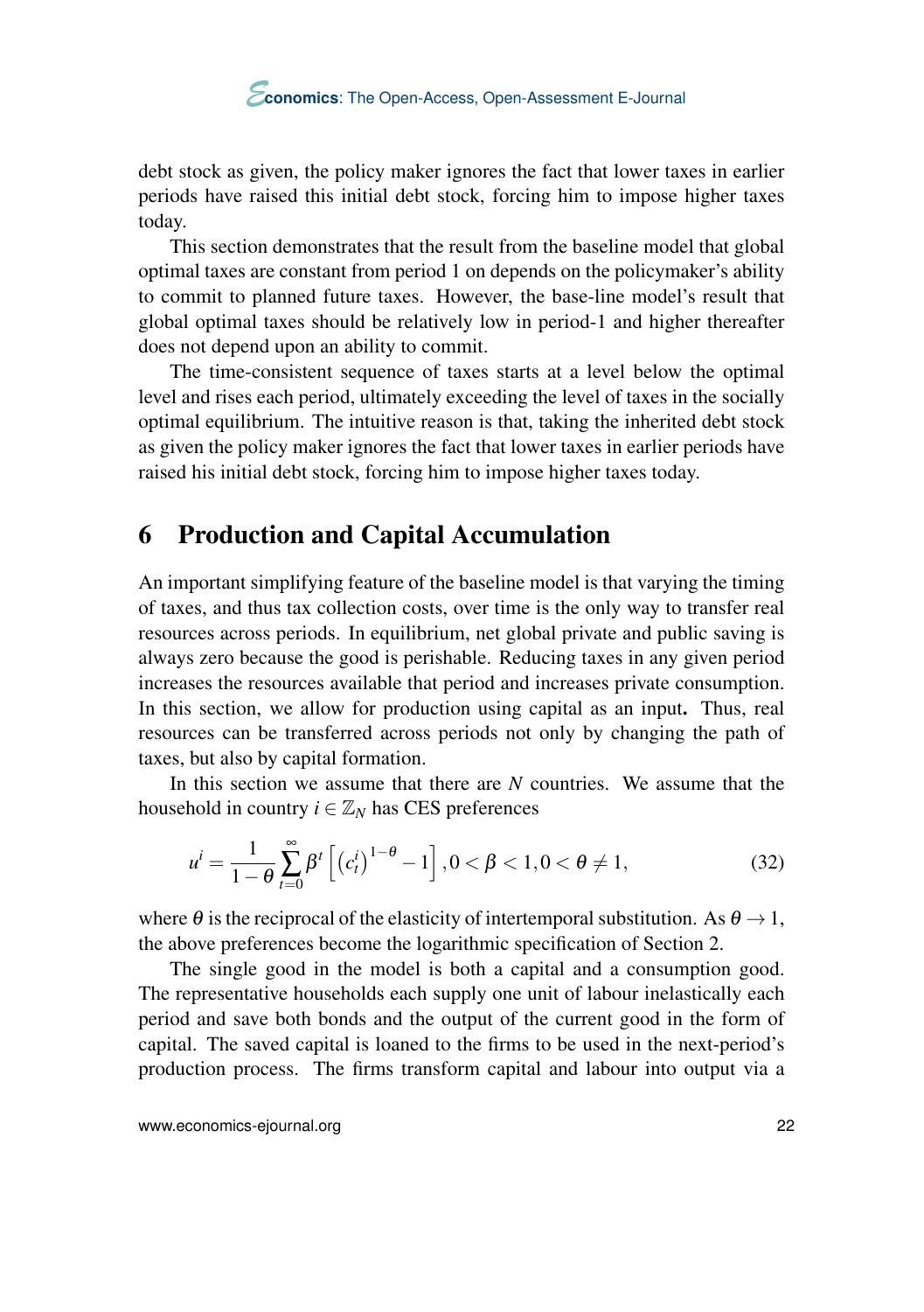debt stock as given, the policy maker ignores the fact that lower taxes in earlier periods have raised this initial debt stock, forcing him to impose higher taxes today.

This section demonstrates that the result from the baseline model that global optimal taxes are constant from period 1 on depends on the policymaker's ability to commit to planned future taxes. However, the base-line model's result that global optimal taxes should be relatively low in period-1 and higher thereafter does not depend upon an ability to commit.

The time-consistent sequence of taxes starts at a level below the optimal level and rises each period, ultimately exceeding the level of taxes in the socially optimal equilibrium. The intuitive reason is that, taking the inherited debt stock as given the policy maker ignores the fact that lower taxes in earlier periods have raised his initial debt stock, forcing him to impose higher taxes today.

## 6 Production and Capital Accumulation

An important simplifying feature of the baseline model is that varying the timing of taxes, and thus tax collection costs, over time is the only way to transfer real resources across periods. In equilibrium, net global private and public saving is always zero because the good is perishable. Reducing taxes in any given period increases the resources available that period and increases private consumption. In this section, we allow for production using capital as an input**.** Thus, real resources can be transferred across periods not only by changing the path of taxes, but also by capital formation.

In this section we assume that there are $N$ countries. We assume that the household in country $i \in \mathbb{Z}_N$ has CES preferences

$$u^i = \frac{1}{1-\theta} \sum_{t=0}^{\infty} \beta^t \left[ \left(c_t^i\right)^{1-\theta} - 1 \right], 0 < \beta < 1, 0 < \theta \neq 1, \tag{32}$$

where $\theta$ is the reciprocal of the elasticity of intertemporal substitution. As $\theta \to 1$, the above preferences become the logarithmic specification of Section 2.

The single good in the model is both a capital and a consumption good. The representative households each supply one unit of labour inelastically each period and save both bonds and the output of the current good in the form of capital. The saved capital is loaned to the firms to be used in the next-period's production process. The firms transform capital and labour into output via a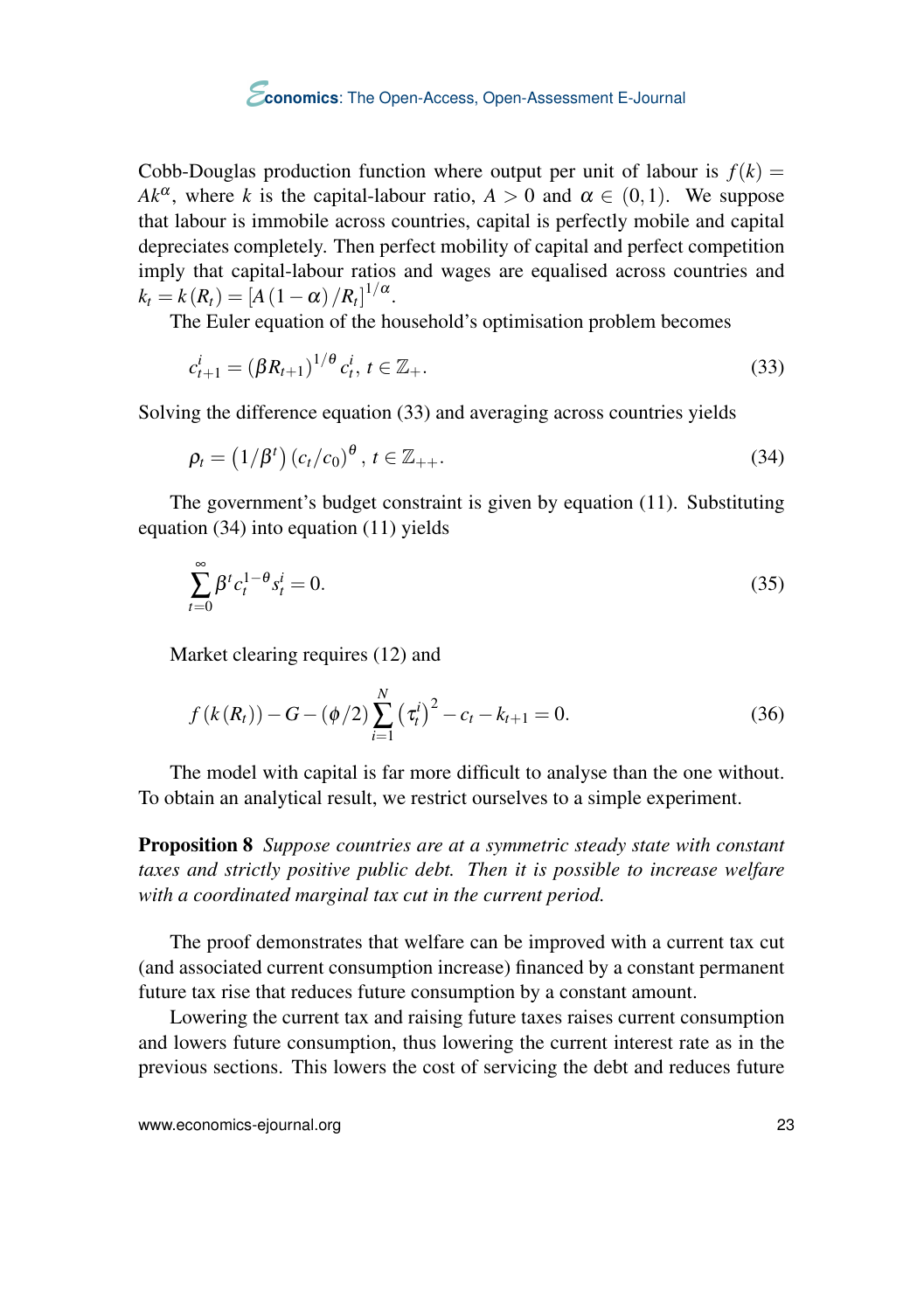Cobb-Douglas production function where output per unit of labour is $f(k) = Ak^{\alpha}$, where $k$ is the capital-labour ratio, $A > 0$ and $\alpha \in (0,1)$. We suppose that labour is immobile across countries, capital is perfectly mobile and capital depreciates completely. Then perfect mobility of capital and perfect competition imply that capital-labour ratios and wages are equalised across countries and $k_t = k(R_t) = [A(1-\alpha)/R_t]^{1/\alpha}$.

The Euler equation of the household's optimisation problem becomes

$$c_{t+1}^{i} = (\beta R_{t+1})^{1/\theta} c_t^i, \; t \in \mathbb{Z}_+. \tag{33}$$

Solving the difference equation (33) and averaging across countries yields

$$\rho_t = \left(1/\beta^t\right)(c_t/c_0)^{\theta}, \; t \in \mathbb{Z}_{++}. \tag{34}$$

The government's budget constraint is given by equation (11). Substituting equation (34) into equation (11) yields

$$\sum_{t=0}^{\infty} \beta^t c_t^{1-\theta} s_t^i = 0. \tag{35}$$

Market clearing requires (12) and

$$f(k(R_t)) - G - (\phi/2) \sum_{i=1}^{N} \left(\tau_t^i\right)^2 - c_t - k_{t+1} = 0. \tag{36}$$

The model with capital is far more difficult to analyse than the one without. To obtain an analytical result, we restrict ourselves to a simple experiment.

**Proposition 8** *Suppose countries are at a symmetric steady state with constant taxes and strictly positive public debt. Then it is possible to increase welfare with a coordinated marginal tax cut in the current period.*

The proof demonstrates that welfare can be improved with a current tax cut (and associated current consumption increase) financed by a constant permanent future tax rise that reduces future consumption by a constant amount.

Lowering the current tax and raising future taxes raises current consumption and lowers future consumption, thus lowering the current interest rate as in the previous sections. This lowers the cost of servicing the debt and reduces future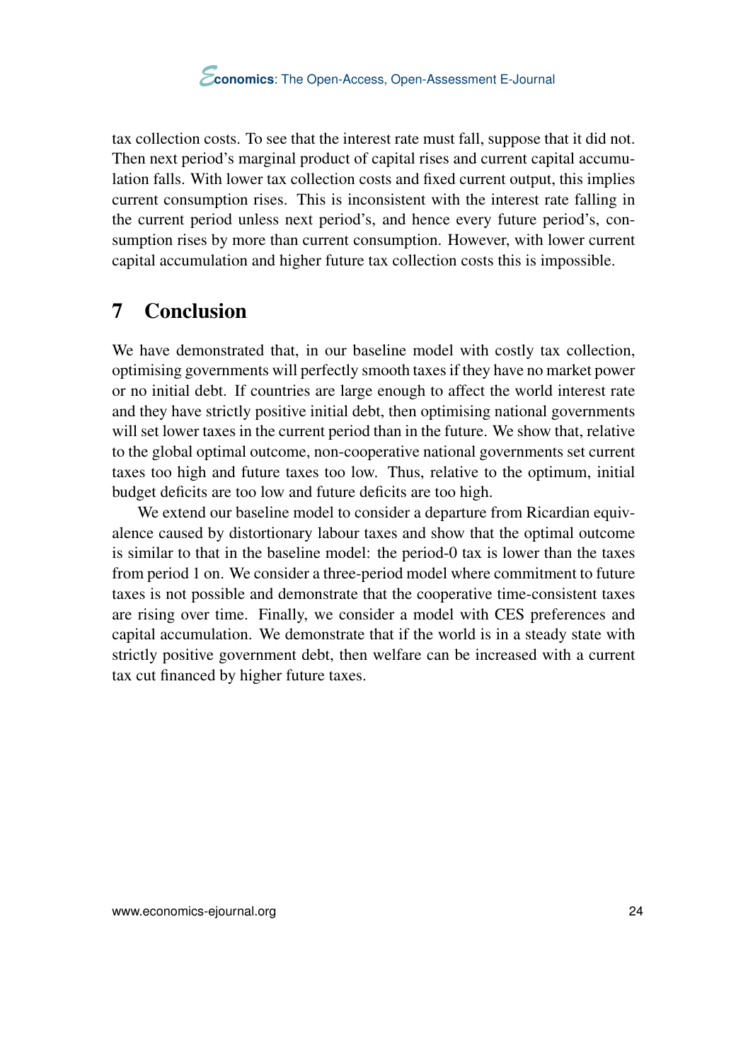tax collection costs. To see that the interest rate must fall, suppose that it did not. Then next period's marginal product of capital rises and current capital accumulation falls. With lower tax collection costs and fixed current output, this implies current consumption rises. This is inconsistent with the interest rate falling in the current period unless next period's, and hence every future period's, consumption rises by more than current consumption. However, with lower current capital accumulation and higher future tax collection costs this is impossible.

## 7 Conclusion

We have demonstrated that, in our baseline model with costly tax collection, optimising governments will perfectly smooth taxes if they have no market power or no initial debt. If countries are large enough to affect the world interest rate and they have strictly positive initial debt, then optimising national governments will set lower taxes in the current period than in the future. We show that, relative to the global optimal outcome, non-cooperative national governments set current taxes too high and future taxes too low. Thus, relative to the optimum, initial budget deficits are too low and future deficits are too high.

We extend our baseline model to consider a departure from Ricardian equivalence caused by distortionary labour taxes and show that the optimal outcome is similar to that in the baseline model: the period-0 tax is lower than the taxes from period 1 on. We consider a three-period model where commitment to future taxes is not possible and demonstrate that the cooperative time-consistent taxes are rising over time. Finally, we consider a model with CES preferences and capital accumulation. We demonstrate that if the world is in a steady state with strictly positive government debt, then welfare can be increased with a current tax cut financed by higher future taxes.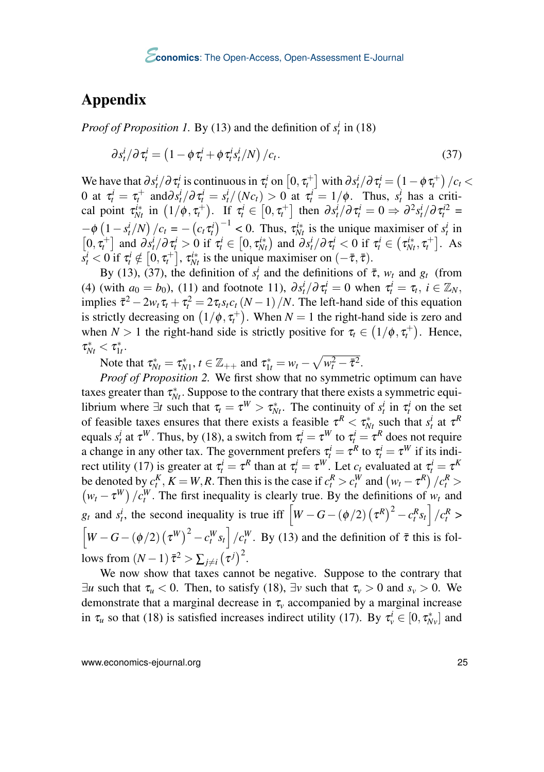# Appendix

*Proof of Proposition 1.* By (13) and the definition of $s_t^i$ in (18)

$$\partial s_t^i / \partial \tau_t^i = \left(1 - \phi \tau_t^i + \phi \tau_t^i s_t^i / N\right) / c_t. \tag{37}$$

We have that $\partial s_t^i / \partial \tau_t^i$ is continuous in $\tau_t^i$ on $\left[0, \tau_t^+\right]$ with $\partial s_t^i / \partial \tau_t^i = \left(1 - \phi \tau_t^+\right) / c_t < 0$ at $\tau_t^i = \tau_t^+$ and $\partial s_t^i / \partial \tau_t^i = s_t^i / (N c_t) > 0$ at $\tau_t^i = 1/\phi$. Thus, $s_t^i$ has a critical point $\tau_{Nt}^{i*}$ in $\left(1/\phi, \tau_t^+\right)$. If $\tau_t^i \in \left[0, \tau_t^+\right]$ then $\partial s_t^i / \partial \tau_t^i = 0 \Rightarrow \partial^2 s_t^i / \partial \tau_t^{i2} = -\phi \left(1 - s_t^i / N\right) / c_t = -\left(c_t \tau_t^i\right)^{-1} < 0$. Thus, $\tau_{Nt}^{i*}$ is the unique maximiser of $s_t^i$ in $\left[0, \tau_t^+\right]$ and $\partial s_t^i / \partial \tau_t^i > 0$ if $\tau_t^i \in \left[0, \tau_{Nt}^{i*}\right)$ and $\partial s_t^i / \partial \tau_t^i < 0$ if $\tau_t^i \in \left(\tau_{Nt}^{i*}, \tau_t^+\right]$. As $s_t^i < 0$ if $\tau_t^i \notin \left[0, \tau_t^+\right]$, $\tau_{Nt}^{i*}$ is the unique maximiser on $(-\bar{\tau}, \bar{\tau})$.

By (13), (37), the definition of $s_t^i$ and the definitions of $\bar{\tau}$, $w_t$ and $g_t$ (from (4) (with $a_0 = b_0$), (11) and footnote 11), $\partial s_t^i / \partial \tau_t^i = 0$ when $\tau_t^i = \tau_t$, $i \in \mathbb{Z}_N$, implies $\bar{\tau}^2 - 2 w_t \tau_t + \tau_t^2 = 2 \tau_t s_t c_t (N-1)/N$. The left-hand side of this equation is strictly decreasing on $\left(1/\phi, \tau_t^+\right)$. When $N = 1$ the right-hand side is zero and when $N > 1$ the right-hand side is strictly positive for $\tau_t \in \left(1/\phi, \tau_t^+\right)$. Hence, $\tau_{Nt}^* < \tau_{1t}^*$.

Note that $\tau_{Nt}^* = \tau_{N1}^*$, $t \in \mathbb{Z}_{++}$ and $\tau_{1t}^* = w_t - \sqrt{w_t^2 - \bar{\tau}^2}$.

*Proof of Proposition 2.* We first show that no symmetric optimum can have taxes greater than $\tau_{Nt}^*$. Suppose to the contrary that there exists a symmetric equilibrium where $\exists t$ such that $\tau_t = \tau^W > \tau_{Nt}^*$. The continuity of $s_t^i$ in $\tau_t^i$ on the set of feasible taxes ensures that there exists a feasible $\tau^R < \tau_{Nt}^*$ such that $s_t^i$ at $\tau^R$ equals $s_t^i$ at $\tau^W$. Thus, by (18), a switch from $\tau_t^i = \tau^W$ to $\tau_t^i = \tau^R$ does not require a change in any other tax. The government prefers $\tau_t^i = \tau^R$ to $\tau_t^i = \tau^W$ if its indirect utility (17) is greater at $\tau_t^i = \tau^R$ than at $\tau_t^i = \tau^W$. Let $c_t$ evaluated at $\tau_t^i = \tau^K$ be denoted by $c_t^K$, $K = W, R$. Then this is the case if $c_t^R > c_t^W$ and $\left(w_t - \tau^R\right) / c_t^R > \left(w_t - \tau^W\right) / c_t^W$. The first inequality is clearly true. By the definitions of $w_t$ and $g_t$ and $s_t^i$, the second inequality is true iff $\left[W - G - (\phi/2)\left(\tau^R\right)^2 - c_t^R s_t\right] / c_t^R > \left[W - G - (\phi/2)\left(\tau^W\right)^2 - c_t^W s_t\right] / c_t^W$. By (13) and the definition of $\bar{\tau}$ this follows from $(N-1)\bar{\tau}^2 > \sum_{j \neq i} \left(\tau^j\right)^2$.

We now show that taxes cannot be negative. Suppose to the contrary that $\exists u$ such that $\tau_u < 0$. Then, to satisfy (18), $\exists v$ such that $\tau_v > 0$ and $s_v > 0$. We demonstrate that a marginal decrease in $\tau_v$ accompanied by a marginal increase in $\tau_u$ so that (18) is satisfied increases indirect utility (17). By $\tau_v^i \in [0, \tau_{Nv}^*]$ and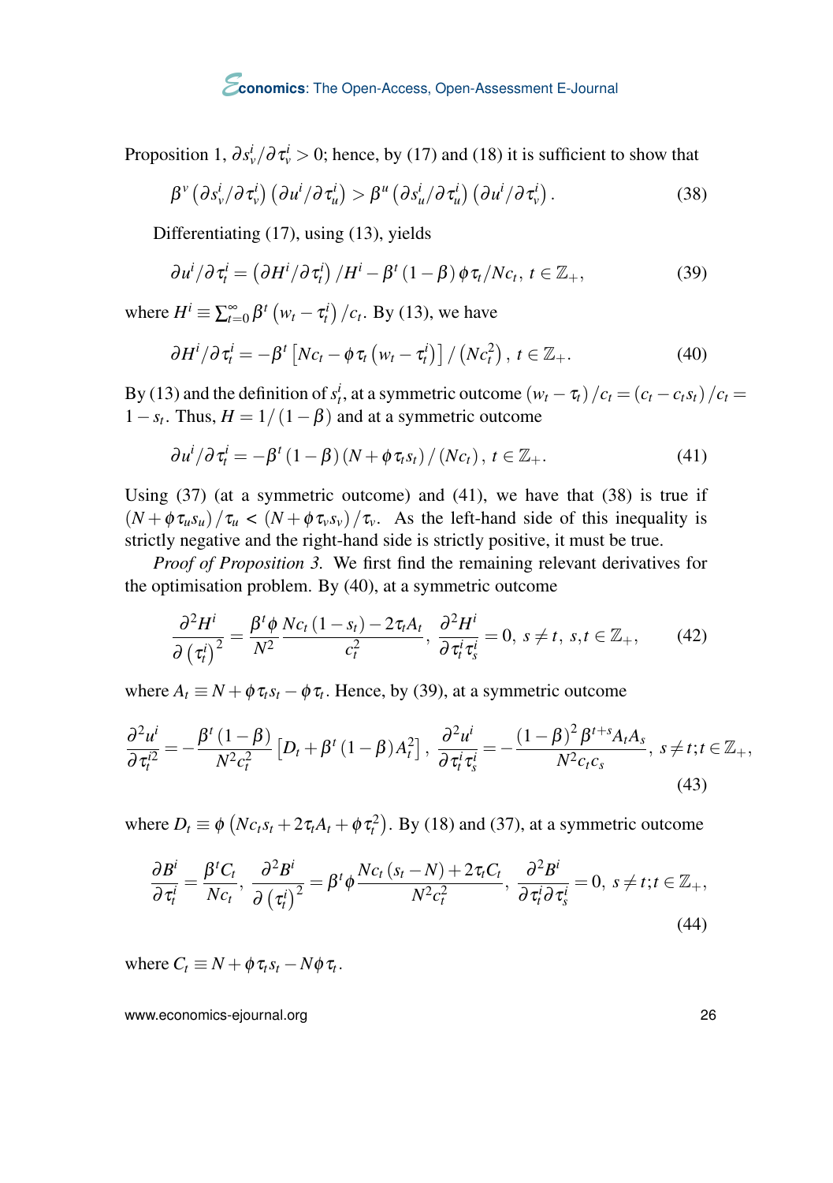Proposition 1, $\partial s_v^i / \partial \tau_v^i > 0$; hence, by (17) and (18) it is sufficient to show that

$$\beta^v \left(\partial s_v^i / \partial \tau_v^i\right) \left(\partial u^i / \partial \tau_u^i\right) > \beta^u \left(\partial s_u^i / \partial \tau_u^i\right) \left(\partial u^i / \partial \tau_v^i\right). \tag{38}$$

Differentiating (17), using (13), yields

$$\partial u^i / \partial \tau_t^i = \left(\partial H^i / \partial \tau_t^i\right) / H^i - \beta^t (1-\beta) \phi \tau_t / N c_t, \; t \in \mathbb{Z}_+, \tag{39}$$

where $H^i \equiv \sum_{t=0}^{\infty} \beta^t \left(w_t - \tau_t^i\right) / c_t$. By (13), we have

$$\partial H^i / \partial \tau_t^i = -\beta^t \left[N c_t - \phi \tau_t \left(w_t - \tau_t^i\right)\right] / \left(N c_t^2\right), \; t \in \mathbb{Z}_+. \tag{40}$$

By (13) and the definition of $s_t^i$, at a symmetric outcome $(w_t - \tau_t)/c_t = (c_t - c_t s_t)/c_t = 1 - s_t$. Thus, $H = 1/(1-\beta)$ and at a symmetric outcome

$$\partial u^i / \partial \tau_t^i = -\beta^t (1-\beta) (N + \phi \tau_t s_t) / (N c_t), \; t \in \mathbb{Z}_+. \tag{41}$$

Using (37) (at a symmetric outcome) and (41), we have that (38) is true if $(N + \phi \tau_u s_u)/\tau_u < (N + \phi \tau_v s_v)/\tau_v$. As the left-hand side of this inequality is strictly negative and the right-hand side is strictly positive, it must be true.

*Proof of Proposition 3.* We first find the remaining relevant derivatives for the optimisation problem. By (40), at a symmetric outcome

$$\frac{\partial^2 H^i}{\partial \left(\tau_t^i\right)^2} = \frac{\beta^t \phi}{N^2} \frac{N c_t (1 - s_t) - 2 \tau_t A_t}{c_t^2}, \; \frac{\partial^2 H^i}{\partial \tau_t^i \tau_s^i} = 0, \; s \neq t, \; s,t \in \mathbb{Z}_+, \tag{42}$$

where $A_t \equiv N + \phi \tau_t s_t - \phi \tau_t$. Hence, by (39), at a symmetric outcome

$$\frac{\partial^2 u^i}{\partial \tau_t^{i2}} = -\frac{\beta^t (1-\beta)}{N^2 c_t^2} \left[D_t + \beta^t (1-\beta) A_t^2\right], \; \frac{\partial^2 u^i}{\partial \tau_t^i \tau_s^i} = -\frac{(1-\beta)^2 \beta^{t+s} A_t A_s}{N^2 c_t c_s}, \; s \neq t; t \in \mathbb{Z}_+, \tag{43}$$

where $D_t \equiv \phi \left(N c_t s_t + 2 \tau_t A_t + \phi \tau_t^2\right)$. By (18) and (37), at a symmetric outcome

$$\frac{\partial B^i}{\partial \tau_t^i} = \frac{\beta^t C_t}{N c_t}, \; \frac{\partial^2 B^i}{\partial \left(\tau_t^i\right)^2} = \beta^t \phi \frac{N c_t (s_t - N) + 2 \tau_t C_t}{N^2 c_t^2}, \; \frac{\partial^2 B^i}{\partial \tau_t^i \partial \tau_s^i} = 0, \; s \neq t; t \in \mathbb{Z}_+, \tag{44}$$

where $C_t \equiv N + \phi \tau_t s_t - N \phi \tau_t$.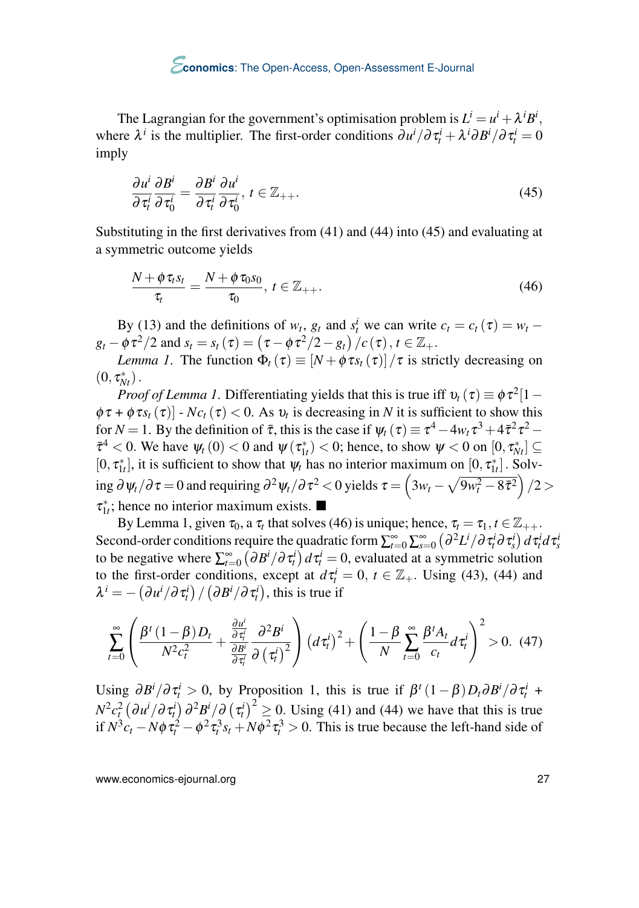The Lagrangian for the government's optimisation problem is $L^i = u^i + \lambda^i B^i$, where $\lambda^i$ is the multiplier. The first-order conditions $\partial u^i / \partial \tau_t^i + \lambda^i \partial B^i / \partial \tau_t^i = 0$ imply

$$\frac{\partial u^i}{\partial \tau_t^i} \frac{\partial B^i}{\partial \tau_0^i} = \frac{\partial B^i}{\partial \tau_t^i} \frac{\partial u^i}{\partial \tau_0^i}, \; t \in \mathbb{Z}_{++}. \tag{45}$$

Substituting in the first derivatives from (41) and (44) into (45) and evaluating at a symmetric outcome yields

$$\frac{N + \phi \tau_t s_t}{\tau_t} = \frac{N + \phi \tau_0 s_0}{\tau_0}, \; t \in \mathbb{Z}_{++}. \tag{46}$$

By (13) and the definitions of $w_t$, $g_t$ and $s_t^i$ we can write $c_t = c_t(\tau) = w_t - g_t - \phi \tau^2/2$ and $s_t = s_t(\tau) = \left(\tau - \phi \tau^2/2 - g_t\right)/c(\tau), t \in \mathbb{Z}_+$.

*Lemma 1*. The function $\Phi_t(\tau) \equiv [N + \phi \tau s_t(\tau)]/\tau$ is strictly decreasing on $(0, \tau_{Nt}^*)$.

*Proof of Lemma 1*. Differentiating yields that this is true iff $\upsilon_t(\tau) \equiv \phi \tau^2 [1 - \phi \tau + \phi \tau s_t(\tau)]$ - $N c_t(\tau) < 0$. As $\upsilon_t$ is decreasing in $N$ it is sufficient to show this for $N = 1$. By the definition of $\bar{\tau}$, this is the case if $\psi_t(\tau) \equiv \tau^4 - 4 w_t \tau^3 + 4 \bar{\tau}^2 \tau^2 - \bar{\tau}^4 < 0$. We have $\psi_t(0) < 0$ and $\psi(\tau_{1t}^*) < 0$; hence, to show $\psi < 0$ on $[0, \tau_{Nt}^*] \subseteq [0, \tau_{1t}^*]$, it is sufficient to show that $\psi_t$ has no interior maximum on $[0, \tau_{1t}^*]$. Solving $\partial \psi_t / \partial \tau = 0$ and requiring $\partial^2 \psi_t / \partial \tau^2 < 0$ yields $\tau = \left(3 w_t - \sqrt{9 w_t^2 - 8 \bar{\tau}^2}\right)/2 > \tau_{1t}^*$; hence no interior maximum exists. ■

By Lemma 1, given $\tau_0$, a $\tau_t$ that solves (46) is unique; hence, $\tau_t = \tau_1, t \in \mathbb{Z}_{++}$. Second-order conditions require the quadratic form $\sum_{t=0}^{\infty} \sum_{s=0}^{\infty} \left(\partial^2 L^i / \partial \tau_t^i \partial \tau_s^i\right) d\tau_t^i d\tau_s^i$ to be negative where $\sum_{t=0}^{\infty} \left(\partial B^i / \partial \tau_t^i\right) d\tau_t^i = 0$, evaluated at a symmetric solution to the first-order conditions, except at $d\tau_t^i = 0$, $t \in \mathbb{Z}_+$. Using (43), (44) and $\lambda^i = -\left(\partial u^i / \partial \tau_t^i\right) / \left(\partial B^i / \partial \tau_t^i\right)$, this is true if

$$\sum_{t=0}^{\infty} \left( \frac{\beta^t (1-\beta) D_t}{N^2 c_t^2} + \frac{\frac{\partial u^i}{\partial \tau_t^i}}{\frac{\partial B^i}{\partial \tau_t^i}} \frac{\partial^2 B^i}{\partial \left(\tau_t^i\right)^2} \right) \left(d\tau_t^i\right)^2 + \left( \frac{1-\beta}{N} \sum_{t=0}^{\infty} \frac{\beta^t A_t}{c_t} d\tau_t^i \right)^2 > 0. \tag{47}$$

Using $\partial B^i / \partial \tau_t^i > 0$, by Proposition 1, this is true if $\beta^t (1-\beta) D_t \partial B^i / \partial \tau_t^i + N^2 c_t^2 \left(\partial u^i / \partial \tau_t^i\right) \partial^2 B^i / \partial \left(\tau_t^i\right)^2 \geq 0$. Using (41) and (44) we have that this is true if $N^3 c_t - N \phi \tau_t^2 - \phi^2 \tau_t^3 s_t + N \phi^2 \tau_t^3 > 0$. This is true because the left-hand side of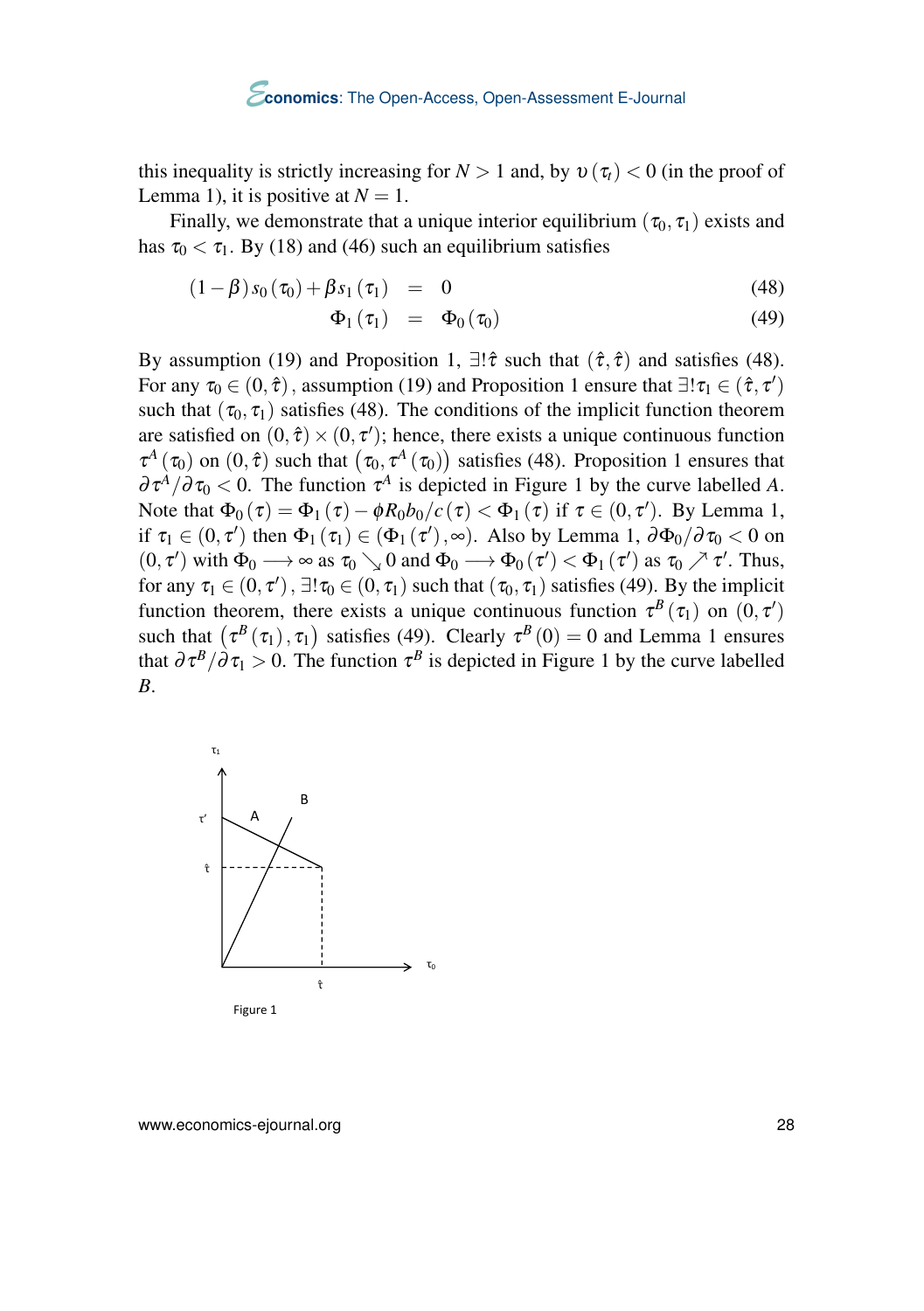this inequality is strictly increasing for $N > 1$ and, by $\upsilon(\tau_t) < 0$ (in the proof of Lemma 1), it is positive at $N = 1$.

Finally, we demonstrate that a unique interior equilibrium $(\tau_0, \tau_1)$ exists and has $\tau_0 < \tau_1$. By (18) and (46) such an equilibrium satisfies

$$(1-\beta)s_0(\tau_0) + \beta s_1(\tau_1) = 0 \tag{48}$$

$$\Phi_1(\tau_1) = \Phi_0(\tau_0) \tag{49}$$

By assumption (19) and Proposition 1, $\exists!\hat{\tau}$ such that $(\hat{\tau}, \hat{\tau})$ and satisfies (48). For any $\tau_0 \in (0, \hat{\tau})$, assumption (19) and Proposition 1 ensure that $\exists!\tau_1 \in (\hat{\tau}, \tau')$ such that $(\tau_0, \tau_1)$ satisfies (48). The conditions of the implicit function theorem are satisfied on $(0, \hat{\tau}) \times (0, \tau')$; hence, there exists a unique continuous function $\tau^A(\tau_0)$ on $(0, \hat{\tau})$ such that $(\tau_0, \tau^A(\tau_0))$ satisfies (48). Proposition 1 ensures that $\partial\tau^A/\partial\tau_0 < 0$. The function $\tau^A$ is depicted in Figure 1 by the curve labelled $A$. Note that $\Phi_0(\tau) = \Phi_1(\tau) - \phi R_0 b_0 / c(\tau) < \Phi_1(\tau)$ if $\tau \in (0, \tau')$. By Lemma 1, if $\tau_1 \in (0, \tau')$ then $\Phi_1(\tau_1) \in (\Phi_1(\tau'), \infty)$. Also by Lemma 1, $\partial\Phi_0/\partial\tau_0 < 0$ on $(0, \tau')$ with $\Phi_0 \longrightarrow \infty$ as $\tau_0 \searrow 0$ and $\Phi_0 \longrightarrow \Phi_0(\tau') < \Phi_1(\tau')$ as $\tau_0 \nearrow \tau'$. Thus, for any $\tau_1 \in (0, \tau')$, $\exists!\tau_0 \in (0, \tau_1)$ such that $(\tau_0, \tau_1)$ satisfies (49). By the implicit function theorem, there exists a unique continuous function $\tau^B(\tau_1)$ on $(0, \tau')$ such that $(\tau^B(\tau_1), \tau_1)$ satisfies (49). Clearly $\tau^B(0) = 0$ and Lemma 1 ensures that $\partial\tau^B/\partial\tau_1 > 0$. The function $\tau^B$ is depicted in Figure 1 by the curve labelled $B$.

Figure 1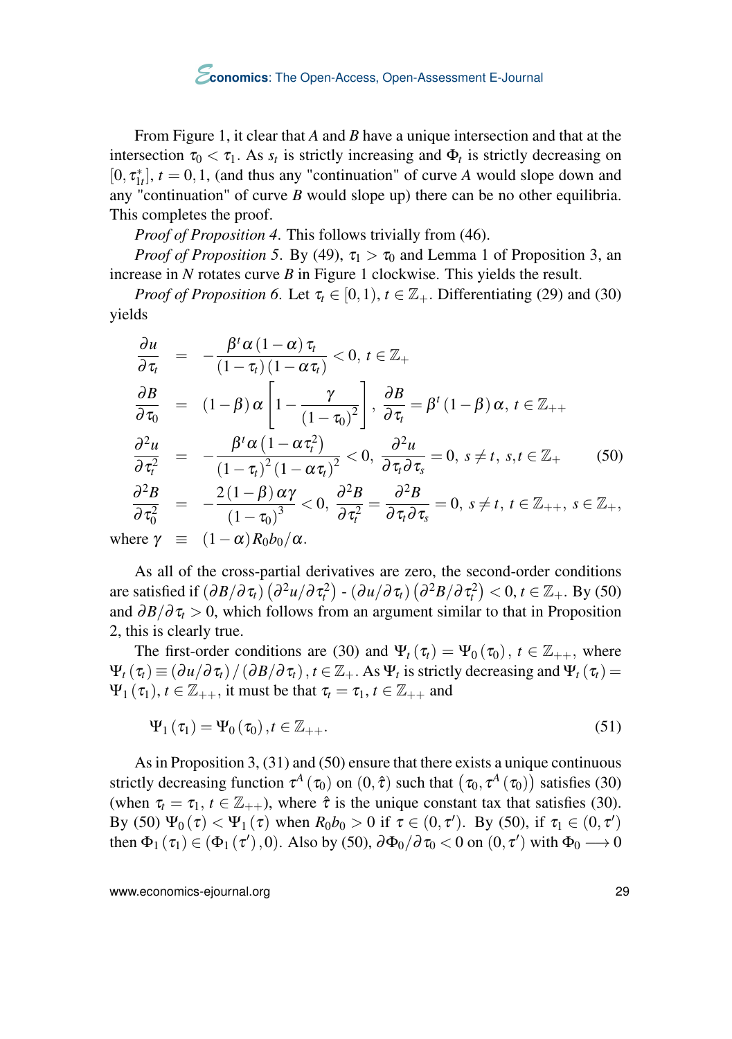From Figure 1, it clear that $A$ and $B$ have a unique intersection and that at the intersection $\tau_0 < \tau_1$. As $s_t$ is strictly increasing and $\Phi_t$ is strictly decreasing on $[0, \tau_{1t}^*]$, $t = 0, 1$, (and thus any "continuation" of curve $A$ would slope down and any "continuation" of curve $B$ would slope up) there can be no other equilibria. This completes the proof.

*Proof of Proposition 4*. This follows trivially from (46).

*Proof of Proposition 5*. By (49), $\tau_1 > \tau_0$ and Lemma 1 of Proposition 3, an increase in $N$ rotates curve $B$ in Figure 1 clockwise. This yields the result.

*Proof of Proposition 6*. Let $\tau_t \in [0, 1)$, $t \in \mathbb{Z}_+$. Differentiating (29) and (30) yields

$$
\begin{aligned}
\frac{\partial u}{\partial \tau_t} &= -\frac{\beta^t \alpha (1-\alpha) \tau_t}{(1-\tau_t)(1-\alpha\tau_t)} < 0, \; t \in \mathbb{Z}_+ \\
\frac{\partial B}{\partial \tau_0} &= (1-\beta)\alpha\left[1 - \frac{\gamma}{(1-\tau_0)^2}\right], \; \frac{\partial B}{\partial \tau_t} = \beta^t (1-\beta)\alpha, \; t \in \mathbb{Z}_{++} \\
\frac{\partial^2 u}{\partial \tau_t^2} &= -\frac{\beta^t \alpha \left(1-\alpha\tau_t^2\right)}{(1-\tau_t)^2 (1-\alpha\tau_t)^2} < 0, \; \frac{\partial^2 u}{\partial \tau_t \partial \tau_s} = 0, \; s \neq t, \; s,t \in \mathbb{Z}_+ \qquad (50) \\
\frac{\partial^2 B}{\partial \tau_0^2} &= -\frac{2(1-\beta)\alpha\gamma}{(1-\tau_0)^3} < 0, \; \frac{\partial^2 B}{\partial \tau_t^2} = \frac{\partial^2 B}{\partial \tau_t \partial \tau_s} = 0, \; s \neq t, \; t \in \mathbb{Z}_{++}, \; s \in \mathbb{Z}_+, \\
\text{where } \gamma &\equiv (1-\alpha) R_0 b_0 / \alpha.
\end{aligned}
$$

As all of the cross-partial derivatives are zero, the second-order conditions are satisfied if $\left(\partial B/\partial \tau_t\right)\left(\partial^2 u/\partial \tau_t^2\right)$ - $\left(\partial u/\partial \tau_t\right)\left(\partial^2 B/\partial \tau_t^2\right) < 0, t \in \mathbb{Z}_+$. By (50) and $\partial B/\partial \tau_t > 0$, which follows from an argument similar to that in Proposition 2, this is clearly true.

The first-order conditions are (30) and $\Psi_t(\tau_t) = \Psi_0(\tau_0)$, $t \in \mathbb{Z}_{++}$, where $\Psi_t(\tau_t) \equiv \left(\partial u/\partial \tau_t\right)/\left(\partial B/\partial \tau_t\right), t \in \mathbb{Z}_+$. As $\Psi_t$ is strictly decreasing and $\Psi_t(\tau_t) = \Psi_1(\tau_1)$, $t \in \mathbb{Z}_{++}$, it must be that $\tau_t = \tau_1$, $t \in \mathbb{Z}_{++}$ and

$$
\Psi_1(\tau_1) = \Psi_0(\tau_0), t \in \mathbb{Z}_{++}. \qquad (51)
$$

As in Proposition 3, (31) and (50) ensure that there exists a unique continuous strictly decreasing function $\tau^A(\tau_0)$ on $(0, \hat{\tau})$ such that $\left(\tau_0, \tau^A(\tau_0)\right)$ satisfies (30) (when $\tau_t = \tau_1$, $t \in \mathbb{Z}_{++}$), where $\hat{\tau}$ is the unique constant tax that satisfies (30). By (50) $\Psi_0(\tau) < \Psi_1(\tau)$ when $R_0 b_0 > 0$ if $\tau \in (0, \tau')$. By (50), if $\tau_1 \in (0, \tau')$ then $\Phi_1(\tau_1) \in (\Phi_1(\tau'), 0)$. Also by (50), $\partial \Phi_0/\partial \tau_0 < 0$ on $(0, \tau')$ with $\Phi_0 \longrightarrow 0$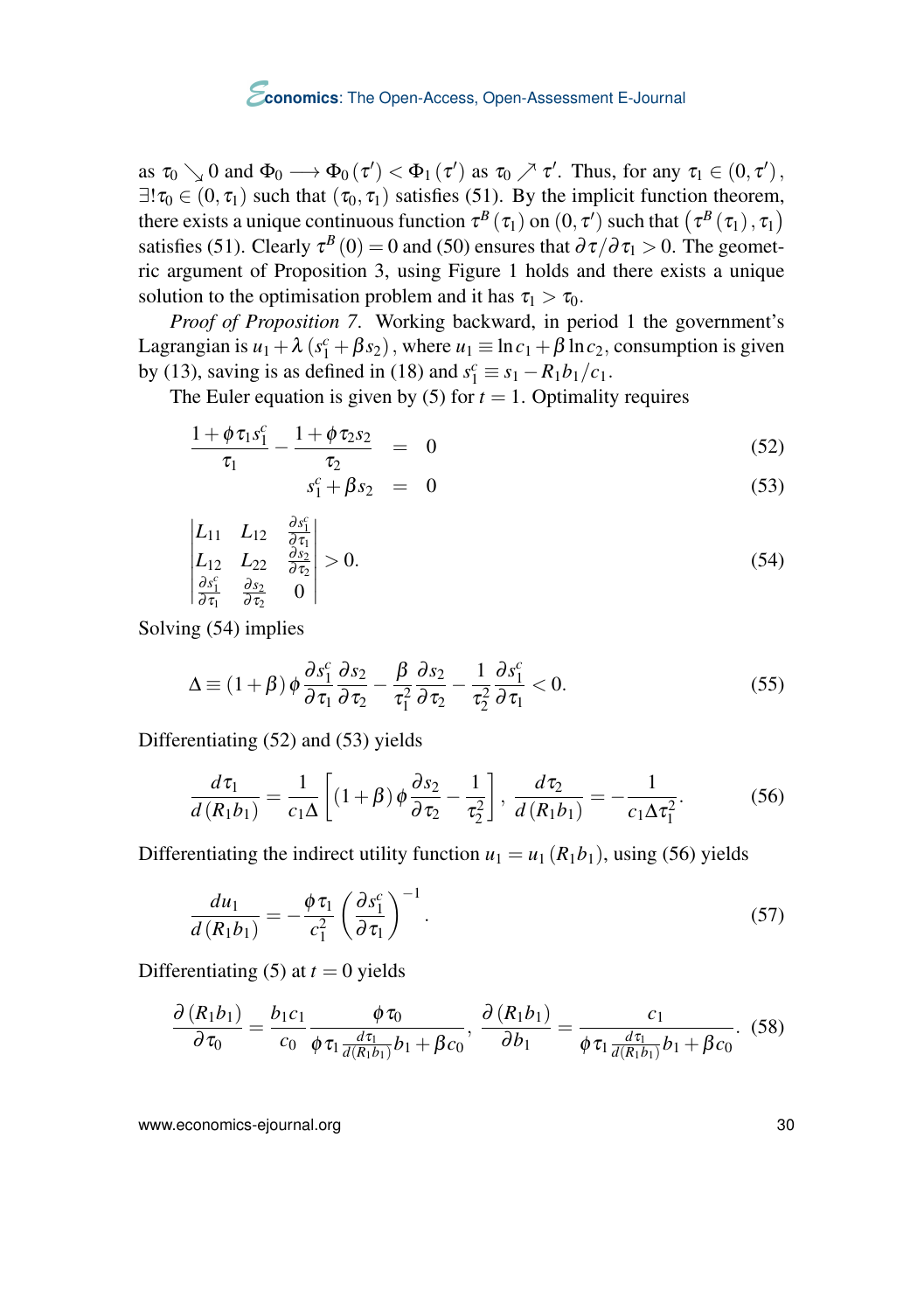as $\tau_0 \searrow 0$ and $\Phi_0 \longrightarrow \Phi_0(\tau') < \Phi_1(\tau')$ as $\tau_0 \nearrow \tau'$. Thus, for any $\tau_1 \in (0, \tau')$, $\exists! \tau_0 \in (0, \tau_1)$ such that $(\tau_0, \tau_1)$ satisfies (51). By the implicit function theorem, there exists a unique continuous function $\tau^B(\tau_1)$ on $(0, \tau')$ such that $(\tau^B(\tau_1), \tau_1)$ satisfies (51). Clearly $\tau^B(0) = 0$ and (50) ensures that $\partial\tau/\partial\tau_1 > 0$. The geometric argument of Proposition 3, using Figure 1 holds and there exists a unique solution to the optimisation problem and it has $\tau_1 > \tau_0$.

*Proof of Proposition 7.* Working backward, in period 1 the government's Lagrangian is $u_1 + \lambda(s_1^c + \beta s_2)$, where $u_1 \equiv \ln c_1 + \beta \ln c_2$, consumption is given by (13), saving is as defined in (18) and $s_1^c \equiv s_1 - R_1 b_1 / c_1$.

The Euler equation is given by (5) for $t = 1$. Optimality requires

$$\frac{1 + \phi\tau_1 s_1^c}{\tau_1} - \frac{1 + \phi\tau_2 s_2}{\tau_2} = 0 \tag{52}$$

$$s_1^c + \beta s_2 = 0 \tag{53}$$

$$\begin{vmatrix} L_{11} & L_{12} & \frac{\partial s_1^c}{\partial \tau_1} \\ L_{12} & L_{22} & \frac{\partial s_2}{\partial \tau_2} \\ \frac{\partial s_1^c}{\partial \tau_1} & \frac{\partial s_2}{\partial \tau_2} & 0 \end{vmatrix} > 0. \tag{54}$$

Solving (54) implies

$$\Delta \equiv (1+\beta)\phi \frac{\partial s_1^c}{\partial \tau_1}\frac{\partial s_2}{\partial \tau_2} - \frac{\beta}{\tau_1^2}\frac{\partial s_2}{\partial \tau_2} - \frac{1}{\tau_2^2}\frac{\partial s_1^c}{\partial \tau_1} < 0. \tag{55}$$

Differentiating (52) and (53) yields

$$\frac{d\tau_1}{d(R_1 b_1)} = \frac{1}{c_1 \Delta}\left[(1+\beta)\phi\frac{\partial s_2}{\partial \tau_2} - \frac{1}{\tau_2^2}\right], \quad \frac{d\tau_2}{d(R_1 b_1)} = -\frac{1}{c_1 \Delta \tau_1^2}. \tag{56}$$

Differentiating the indirect utility function $u_1 = u_1(R_1 b_1)$, using (56) yields

$$\frac{du_1}{d(R_1 b_1)} = -\frac{\phi\tau_1}{c_1^2}\left(\frac{\partial s_1^c}{\partial \tau_1}\right)^{-1}. \tag{57}$$

Differentiating (5) at $t = 0$ yields

$$\frac{\partial(R_1 b_1)}{\partial \tau_0} = \frac{b_1 c_1}{c_0}\frac{\phi\tau_0}{\phi\tau_1 \frac{d\tau_1}{d(R_1 b_1)} b_1 + \beta c_0}, \quad \frac{\partial(R_1 b_1)}{\partial b_1} = \frac{c_1}{\phi\tau_1 \frac{d\tau_1}{d(R_1 b_1)} b_1 + \beta c_0}. \tag{58}$$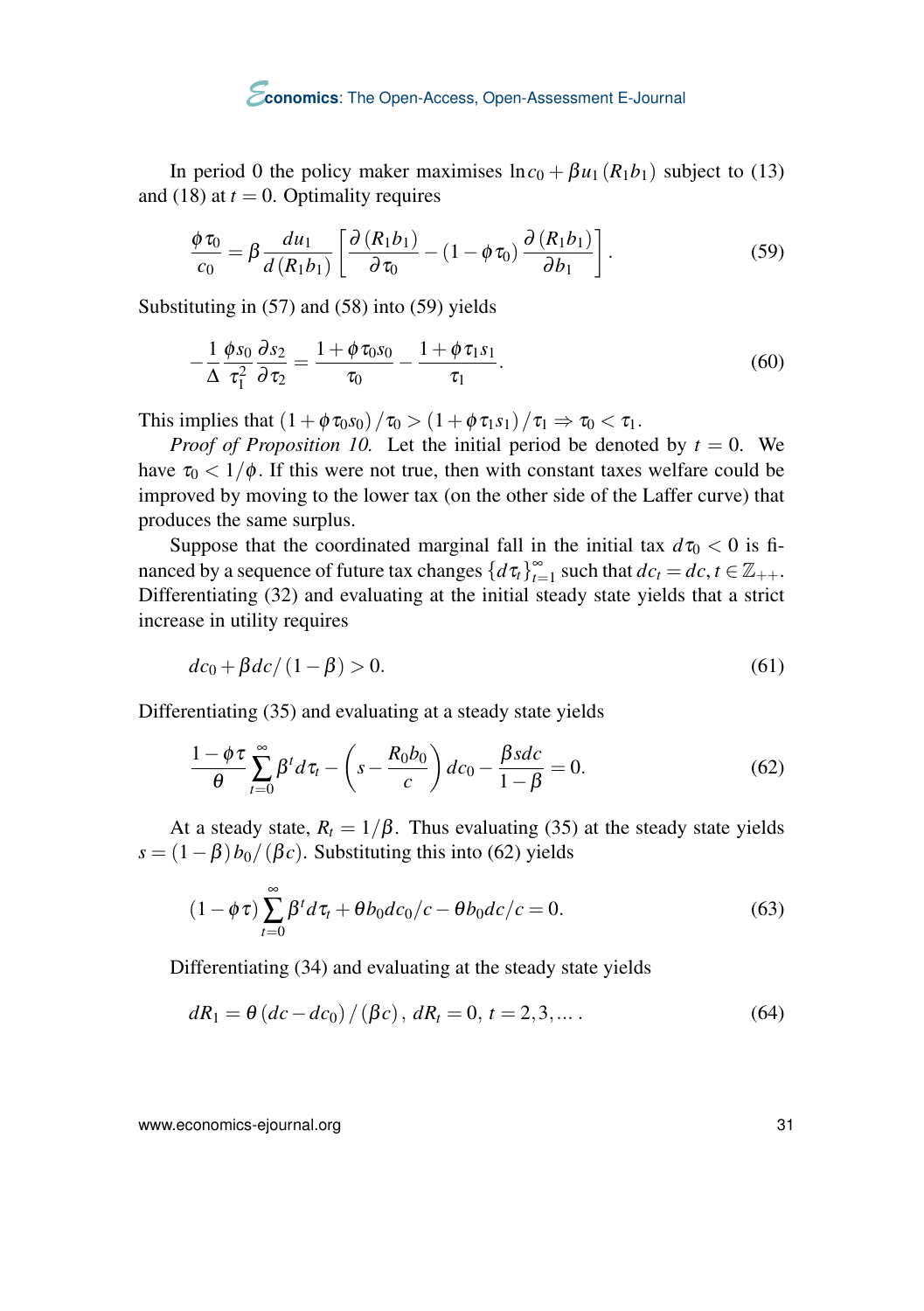In period 0 the policy maker maximises $\ln c_0 + \beta u_1(R_1 b_1)$ subject to (13) and (18) at $t = 0$. Optimality requires

$$\frac{\phi \tau_0}{c_0} = \beta \frac{du_1}{d(R_1 b_1)} \left[ \frac{\partial (R_1 b_1)}{\partial \tau_0} - (1 - \phi \tau_0) \frac{\partial (R_1 b_1)}{\partial b_1} \right]. \tag{59}$$

Substituting in (57) and (58) into (59) yields

$$-\frac{1}{\Delta} \frac{\phi s_0}{\tau_1^2} \frac{\partial s_2}{\partial \tau_2} = \frac{1 + \phi \tau_0 s_0}{\tau_0} - \frac{1 + \phi \tau_1 s_1}{\tau_1}. \tag{60}$$

This implies that $(1 + \phi \tau_0 s_0)/\tau_0 > (1 + \phi \tau_1 s_1)/\tau_1 \Rightarrow \tau_0 < \tau_1$.

*Proof of Proposition 10.* Let the initial period be denoted by $t = 0$. We have $\tau_0 < 1/\phi$. If this were not true, then with constant taxes welfare could be improved by moving to the lower tax (on the other side of the Laffer curve) that produces the same surplus.

Suppose that the coordinated marginal fall in the initial tax $d\tau_0 < 0$ is financed by a sequence of future tax changes $\{d\tau_t\}_{t=1}^{\infty}$ such that $dc_t = dc, t \in \mathbb{Z}_{++}$. Differentiating (32) and evaluating at the initial steady state yields that a strict increase in utility requires

$$dc_0 + \beta dc/(1 - \beta) > 0. \tag{61}$$

Differentiating (35) and evaluating at a steady state yields

$$\frac{1 - \phi \tau}{\theta} \sum_{t=0}^{\infty} \beta^t d\tau_t - \left( s - \frac{R_0 b_0}{c} \right) dc_0 - \frac{\beta s dc}{1 - \beta} = 0. \tag{62}$$

At a steady state, $R_t = 1/\beta$. Thus evaluating (35) at the steady state yields $s = (1 - \beta) b_0/(\beta c)$. Substituting this into (62) yields

$$(1 - \phi \tau) \sum_{t=0}^{\infty} \beta^t d\tau_t + \theta b_0 dc_0/c - \theta b_0 dc/c = 0. \tag{63}$$

Differentiating (34) and evaluating at the steady state yields

$$dR_1 = \theta (dc - dc_0)/(\beta c), \; dR_t = 0, \; t = 2, 3, \ldots. \tag{64}$$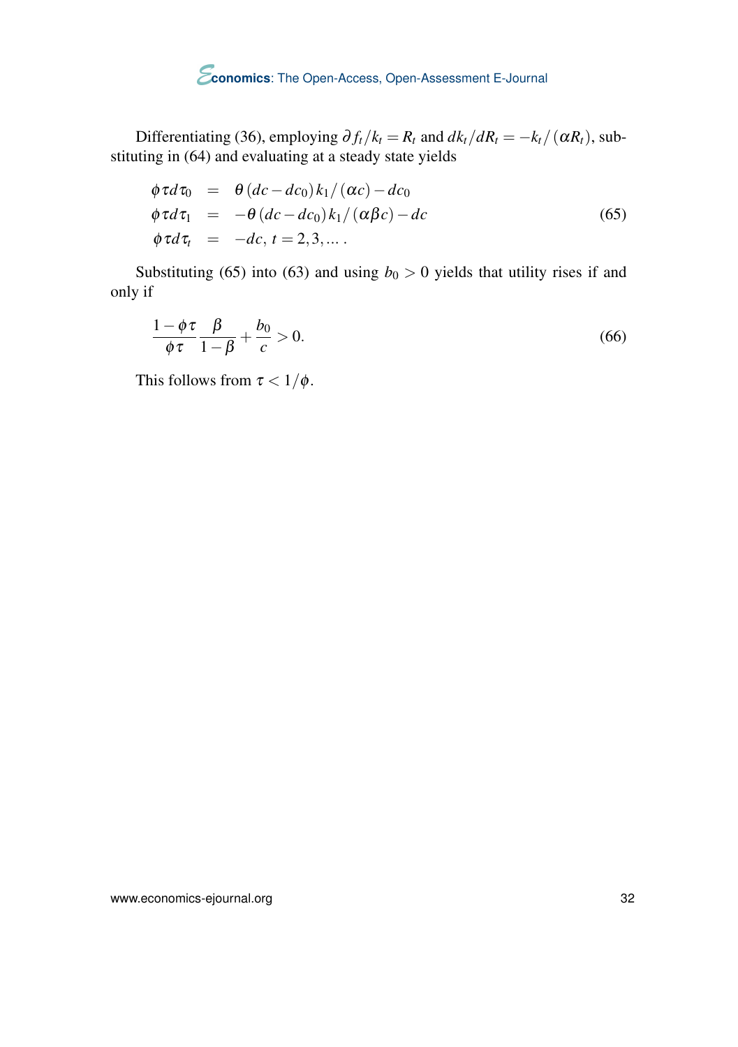Differentiating (36), employing $\partial f_t / k_t = R_t$ and $dk_t/dR_t = -k_t/(\alpha R_t)$, substituting in (64) and evaluating at a steady state yields

$$
\begin{aligned}
\phi \tau d\tau_0 &= \theta (dc - dc_0) k_1 / (\alpha c) - dc_0 \\
\phi \tau d\tau_1 &= -\theta (dc - dc_0) k_1 / (\alpha \beta c) - dc \\
\phi \tau d\tau_t &= -dc, \; t = 2, 3, \ldots .
\end{aligned}
\tag{65}
$$

Substituting (65) into (63) and using $b_0 > 0$ yields that utility rises if and only if

$$
\frac{1 - \phi \tau}{\phi \tau} \frac{\beta}{1 - \beta} + \frac{b_0}{c} > 0. \tag{66}
$$

This follows from $\tau < 1/\phi$.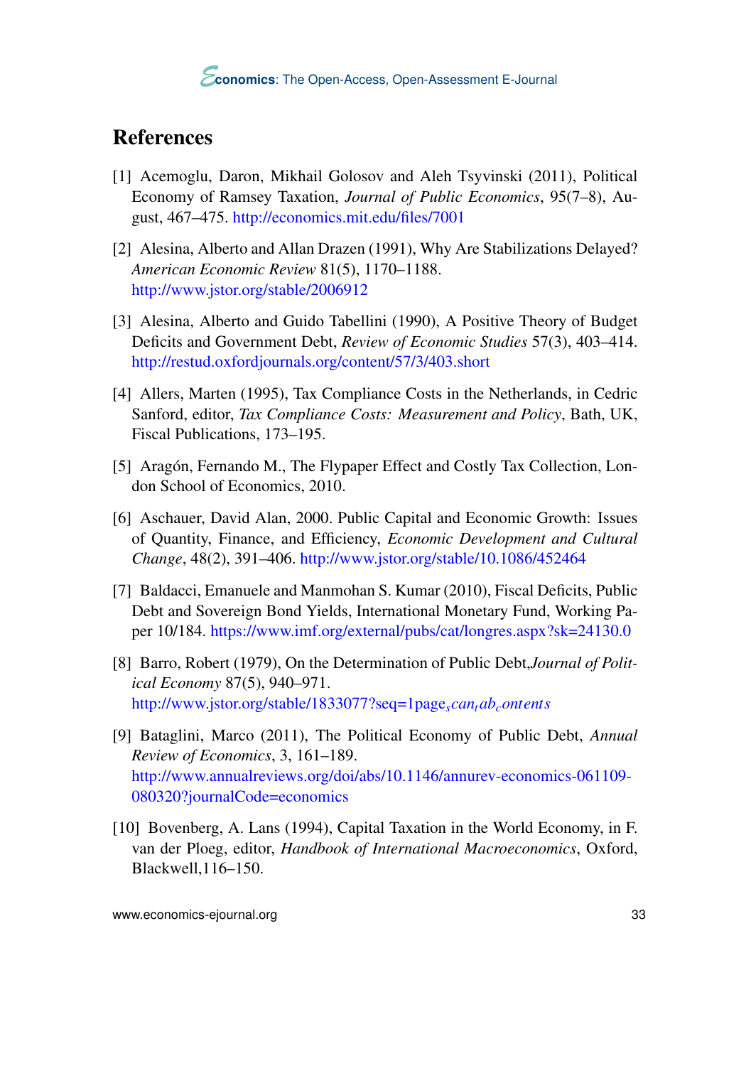## References

[1] Acemoglu, Daron, Mikhail Golosov and Aleh Tsyvinski (2011), Political Economy of Ramsey Taxation, *Journal of Public Economics*, 95(7–8), August, 467–475. http://economics.mit.edu/files/7001

[2] Alesina, Alberto and Allan Drazen (1991), Why Are Stabilizations Delayed? *American Economic Review* 81(5), 1170–1188. http://www.jstor.org/stable/2006912

[3] Alesina, Alberto and Guido Tabellini (1990), A Positive Theory of Budget Deficits and Government Debt, *Review of Economic Studies* 57(3), 403–414. http://restud.oxfordjournals.org/content/57/3/403.short

[4] Allers, Marten (1995), Tax Compliance Costs in the Netherlands, in Cedric Sanford, editor, *Tax Compliance Costs: Measurement and Policy*, Bath, UK, Fiscal Publications, 173–195.

[5] Aragón, Fernando M., The Flypaper Effect and Costly Tax Collection, London School of Economics, 2010.

[6] Aschauer, David Alan, 2000. Public Capital and Economic Growth: Issues of Quantity, Finance, and Efficiency, *Economic Development and Cultural Change*, 48(2), 391–406. http://www.jstor.org/stable/10.1086/452464

[7] Baldacci, Emanuele and Manmohan S. Kumar (2010), Fiscal Deficits, Public Debt and Sovereign Bond Yields, International Monetary Fund, Working Paper 10/184. https://www.imf.org/external/pubs/cat/longres.aspx?sk=24130.0

[8] Barro, Robert (1979), On the Determination of Public Debt,*Journal of Political Economy* 87(5), 940–971. http://www.jstor.org/stable/1833077?seq=1page$_{s}can_{t}ab_{c}ontents$

[9] Bataglini, Marco (2011), The Political Economy of Public Debt, *Annual Review of Economics*, 3, 161–189. http://www.annualreviews.org/doi/abs/10.1146/annurev-economics-061109-080320?journalCode=economics

[10] Bovenberg, A. Lans (1994), Capital Taxation in the World Economy, in F. van der Ploeg, editor, *Handbook of International Macroeconomics*, Oxford, Blackwell,116–150.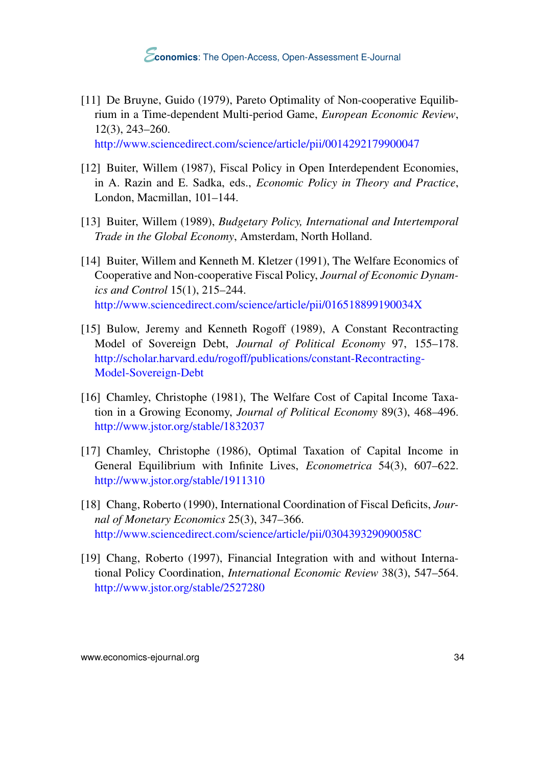[11] De Bruyne, Guido (1979), Pareto Optimality of Non-cooperative Equilibrium in a Time-dependent Multi-period Game, *European Economic Review*, 12(3), 243–260.
http://www.sciencedirect.com/science/article/pii/0014292179900047

[12] Buiter, Willem (1987), Fiscal Policy in Open Interdependent Economies, in A. Razin and E. Sadka, eds., *Economic Policy in Theory and Practice*, London, Macmillan, 101–144.

[13] Buiter, Willem (1989), *Budgetary Policy, International and Intertemporal Trade in the Global Economy*, Amsterdam, North Holland.

[14] Buiter, Willem and Kenneth M. Kletzer (1991), The Welfare Economics of Cooperative and Non-cooperative Fiscal Policy, *Journal of Economic Dynamics and Control* 15(1), 215–244.
http://www.sciencedirect.com/science/article/pii/016518899190034X

[15] Bulow, Jeremy and Kenneth Rogoff (1989), A Constant Recontracting Model of Sovereign Debt, *Journal of Political Economy* 97, 155–178.
http://scholar.harvard.edu/rogoff/publications/constant-Recontracting-Model-Sovereign-Debt

[16] Chamley, Christophe (1981), The Welfare Cost of Capital Income Taxation in a Growing Economy, *Journal of Political Economy* 89(3), 468–496.
http://www.jstor.org/stable/1832037

[17] Chamley, Christophe (1986), Optimal Taxation of Capital Income in General Equilibrium with Infinite Lives, *Econometrica* 54(3), 607–622.
http://www.jstor.org/stable/1911310

[18] Chang, Roberto (1990), International Coordination of Fiscal Deficits, *Journal of Monetary Economics* 25(3), 347–366.
http://www.sciencedirect.com/science/article/pii/030439329090058C

[19] Chang, Roberto (1997), Financial Integration with and without International Policy Coordination, *International Economic Review* 38(3), 547–564.
http://www.jstor.org/stable/2527280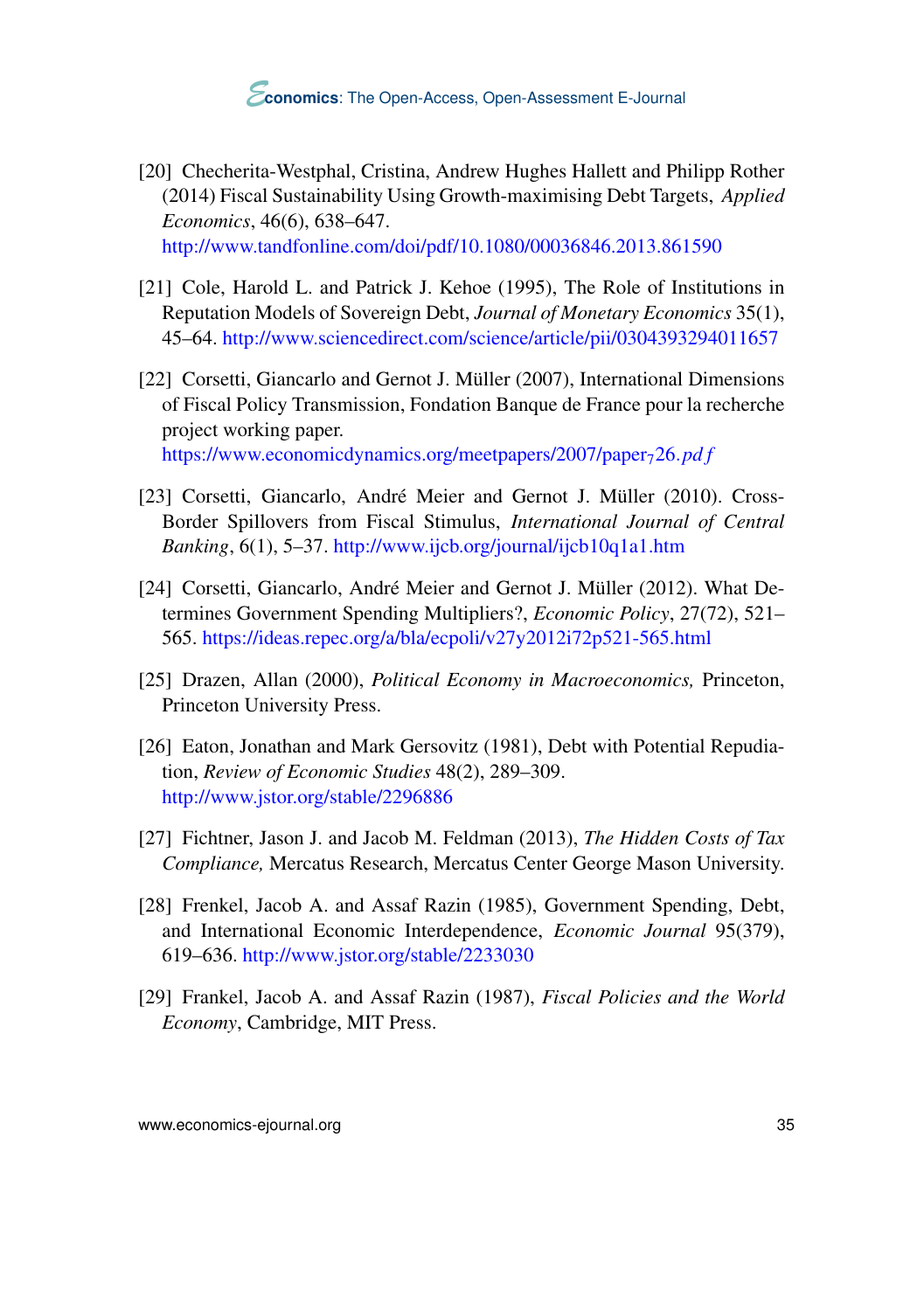[20] Checherita-Westphal, Cristina, Andrew Hughes Hallett and Philipp Rother (2014) Fiscal Sustainability Using Growth-maximising Debt Targets, *Applied Economics*, 46(6), 638–647.
http://www.tandfonline.com/doi/pdf/10.1080/00036846.2013.861590

[21] Cole, Harold L. and Patrick J. Kehoe (1995), The Role of Institutions in Reputation Models of Sovereign Debt, *Journal of Monetary Economics* 35(1), 45–64. http://www.sciencedirect.com/science/article/pii/0304393294011657

[22] Corsetti, Giancarlo and Gernot J. Müller (2007), International Dimensions of Fiscal Policy Transmission, Fondation Banque de France pour la recherche project working paper.
https://www.economicdynamics.org/meetpapers/2007/paper$_7$26.$pdf$

[23] Corsetti, Giancarlo, André Meier and Gernot J. Müller (2010). Cross-Border Spillovers from Fiscal Stimulus, *International Journal of Central Banking*, 6(1), 5–37. http://www.ijcb.org/journal/ijcb10q1a1.htm

[24] Corsetti, Giancarlo, André Meier and Gernot J. Müller (2012). What Determines Government Spending Multipliers?, *Economic Policy*, 27(72), 521–565. https://ideas.repec.org/a/bla/ecpoli/v27y2012i72p521-565.html

[25] Drazen, Allan (2000), *Political Economy in Macroeconomics,* Princeton, Princeton University Press.

[26] Eaton, Jonathan and Mark Gersovitz (1981), Debt with Potential Repudiation, *Review of Economic Studies* 48(2), 289–309.
http://www.jstor.org/stable/2296886

[27] Fichtner, Jason J. and Jacob M. Feldman (2013), *The Hidden Costs of Tax Compliance,* Mercatus Research, Mercatus Center George Mason University.

[28] Frenkel, Jacob A. and Assaf Razin (1985), Government Spending, Debt, and International Economic Interdependence, *Economic Journal* 95(379), 619–636. http://www.jstor.org/stable/2233030

[29] Frankel, Jacob A. and Assaf Razin (1987), *Fiscal Policies and the World Economy*, Cambridge, MIT Press.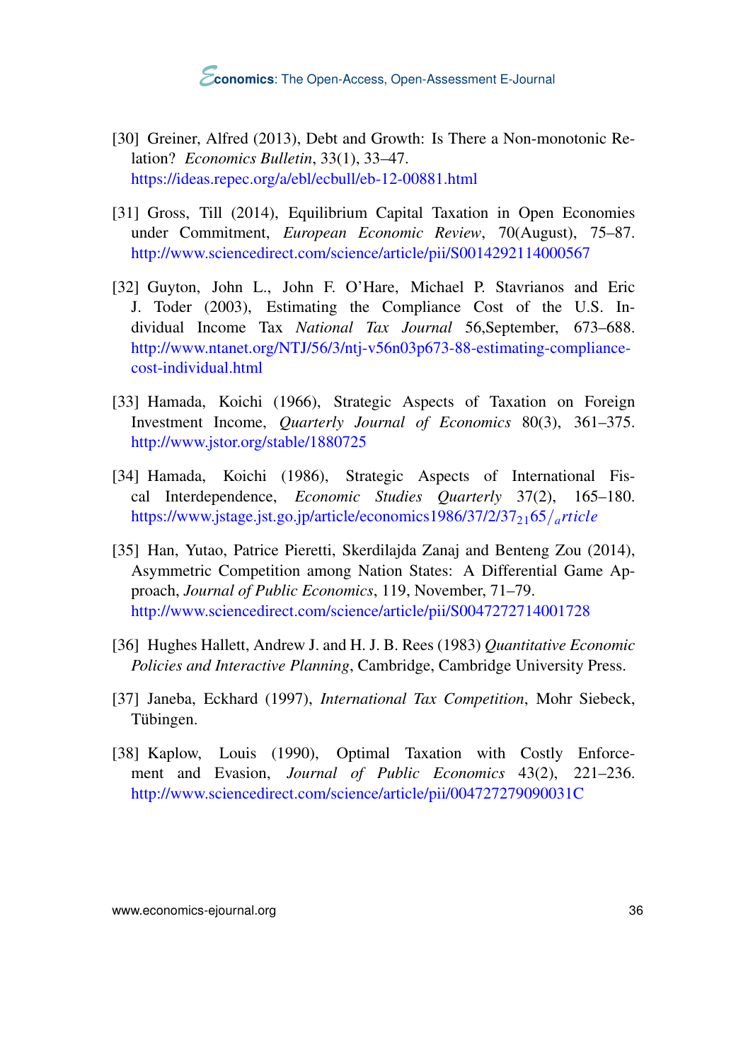[30] Greiner, Alfred (2013), Debt and Growth: Is There a Non-monotonic Relation? *Economics Bulletin*, 33(1), 33–47. https://ideas.repec.org/a/ebl/ecbull/eb-12-00881.html

[31] Gross, Till (2014), Equilibrium Capital Taxation in Open Economies under Commitment, *European Economic Review*, 70(August), 75–87. http://www.sciencedirect.com/science/article/pii/S0014292114000567

[32] Guyton, John L., John F. O'Hare, Michael P. Stavrianos and Eric J. Toder (2003), Estimating the Compliance Cost of the U.S. Individual Income Tax *National Tax Journal* 56,September, 673–688. http://www.ntanet.org/NTJ/56/3/ntj-v56n03p673-88-estimating-compliance-cost-individual.html

[33] Hamada, Koichi (1966), Strategic Aspects of Taxation on Foreign Investment Income, *Quarterly Journal of Economics* 80(3), 361–375. http://www.jstor.org/stable/1880725

[34] Hamada, Koichi (1986), Strategic Aspects of International Fiscal Interdependence, *Economic Studies Quarterly* 37(2), 165–180. https://www.jstage.jst.go.jp/article/economics1986/37/2/37$_{21}$65/$_{a}rticle$

[35] Han, Yutao, Patrice Pieretti, Skerdilajda Zanaj and Benteng Zou (2014), Asymmetric Competition among Nation States: A Differential Game Approach, *Journal of Public Economics*, 119, November, 71–79. http://www.sciencedirect.com/science/article/pii/S0047272714001728

[36] Hughes Hallett, Andrew J. and H. J. B. Rees (1983) *Quantitative Economic Policies and Interactive Planning*, Cambridge, Cambridge University Press.

[37] Janeba, Eckhard (1997), *International Tax Competition*, Mohr Siebeck, Tübingen.

[38] Kaplow, Louis (1990), Optimal Taxation with Costly Enforcement and Evasion, *Journal of Public Economics* 43(2), 221–236. http://www.sciencedirect.com/science/article/pii/004727279090031C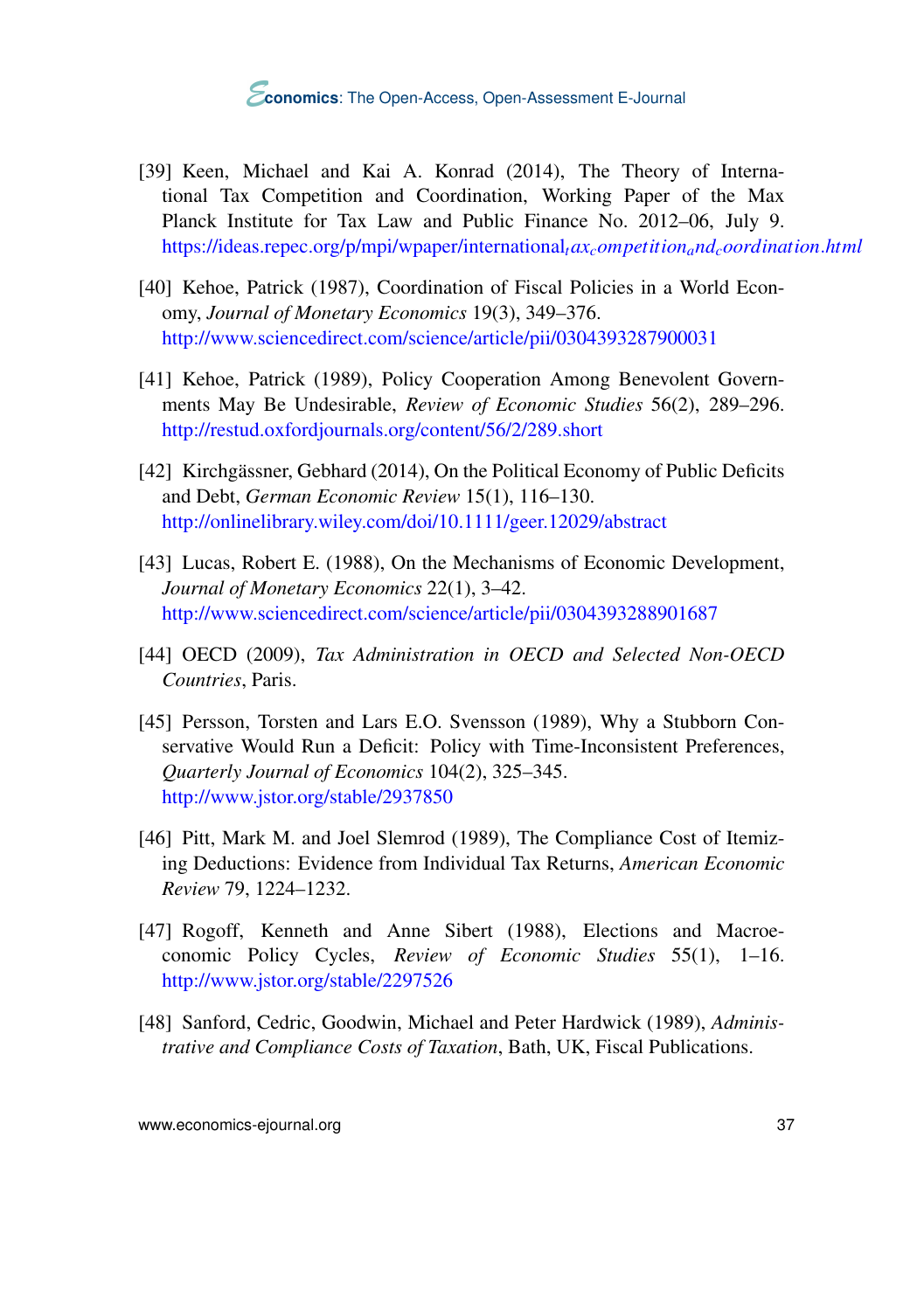[39] Keen, Michael and Kai A. Konrad (2014), The Theory of International Tax Competition and Coordination, Working Paper of the Max Planck Institute for Tax Law and Public Finance No. 2012–06, July 9. https://ideas.repec.org/p/mpi/wpaper/international_tax_competition_and_coordination.html

[40] Kehoe, Patrick (1987), Coordination of Fiscal Policies in a World Economy, *Journal of Monetary Economics* 19(3), 349–376. http://www.sciencedirect.com/science/article/pii/0304393287900031

[41] Kehoe, Patrick (1989), Policy Cooperation Among Benevolent Governments May Be Undesirable, *Review of Economic Studies* 56(2), 289–296. http://restud.oxfordjournals.org/content/56/2/289.short

[42] Kirchgässner, Gebhard (2014), On the Political Economy of Public Deficits and Debt, *German Economic Review* 15(1), 116–130. http://onlinelibrary.wiley.com/doi/10.1111/geer.12029/abstract

[43] Lucas, Robert E. (1988), On the Mechanisms of Economic Development, *Journal of Monetary Economics* 22(1), 3–42. http://www.sciencedirect.com/science/article/pii/0304393288901687

[44] OECD (2009), *Tax Administration in OECD and Selected Non-OECD Countries*, Paris.

[45] Persson, Torsten and Lars E.O. Svensson (1989), Why a Stubborn Conservative Would Run a Deficit: Policy with Time-Inconsistent Preferences, *Quarterly Journal of Economics* 104(2), 325–345. http://www.jstor.org/stable/2937850

[46] Pitt, Mark M. and Joel Slemrod (1989), The Compliance Cost of Itemizing Deductions: Evidence from Individual Tax Returns, *American Economic Review* 79, 1224–1232.

[47] Rogoff, Kenneth and Anne Sibert (1988), Elections and Macroeconomic Policy Cycles, *Review of Economic Studies* 55(1), 1–16. http://www.jstor.org/stable/2297526

[48] Sanford, Cedric, Goodwin, Michael and Peter Hardwick (1989), *Administrative and Compliance Costs of Taxation*, Bath, UK, Fiscal Publications.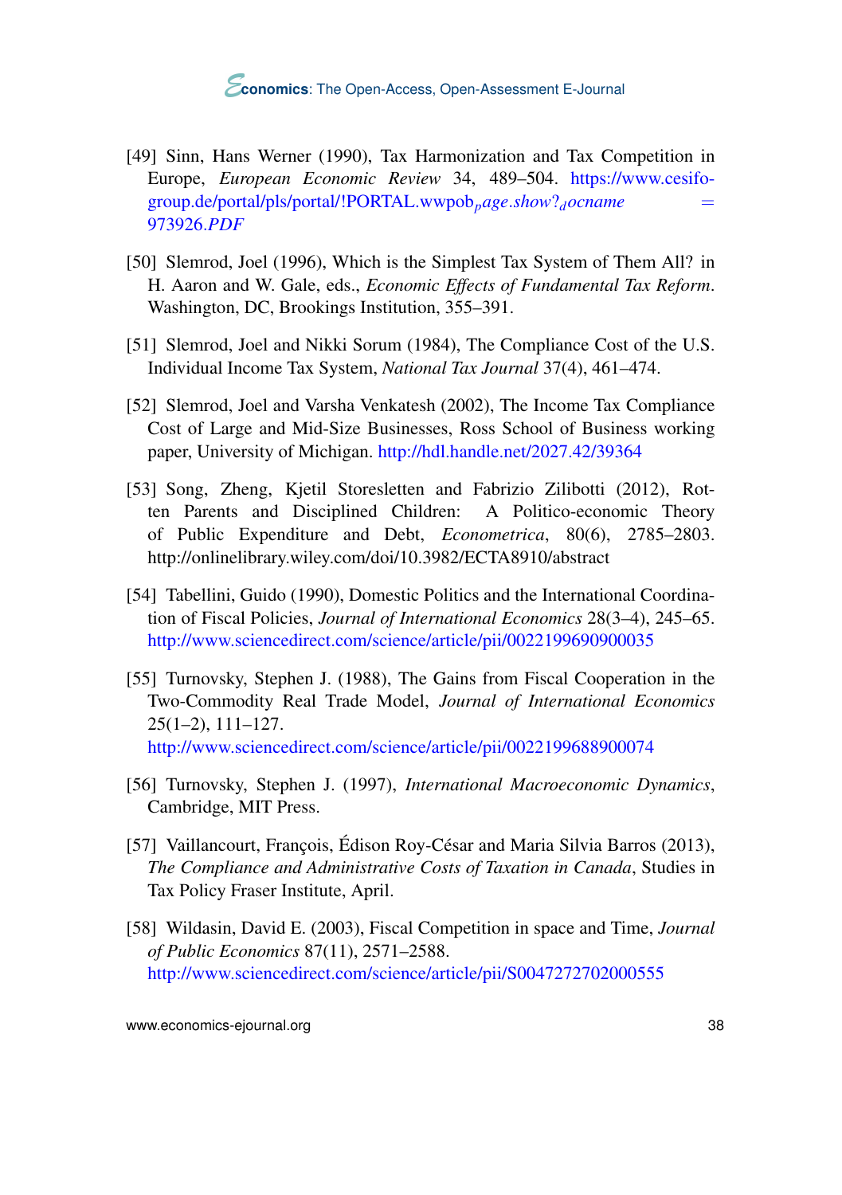[49] Sinn, Hans Werner (1990), Tax Harmonization and Tax Competition in Europe, *European Economic Review* 34, 489–504. https://www.cesifo-group.de/portal/pls/portal/!PORTAL.wwpob$_{p}$*age.show?*$_{d}$*ocname* = 973926.*PDF*

[50] Slemrod, Joel (1996), Which is the Simplest Tax System of Them All? in H. Aaron and W. Gale, eds., *Economic Effects of Fundamental Tax Reform*. Washington, DC, Brookings Institution, 355–391.

[51] Slemrod, Joel and Nikki Sorum (1984), The Compliance Cost of the U.S. Individual Income Tax System, *National Tax Journal* 37(4), 461–474.

[52] Slemrod, Joel and Varsha Venkatesh (2002), The Income Tax Compliance Cost of Large and Mid-Size Businesses, Ross School of Business working paper, University of Michigan. http://hdl.handle.net/2027.42/39364

[53] Song, Zheng, Kjetil Storesletten and Fabrizio Zilibotti (2012), Rotten Parents and Disciplined Children: A Politico-economic Theory of Public Expenditure and Debt, *Econometrica*, 80(6), 2785–2803. http://onlinelibrary.wiley.com/doi/10.3982/ECTA8910/abstract

[54] Tabellini, Guido (1990), Domestic Politics and the International Coordination of Fiscal Policies, *Journal of International Economics* 28(3–4), 245–65. http://www.sciencedirect.com/science/article/pii/0022199690900035

[55] Turnovsky, Stephen J. (1988), The Gains from Fiscal Cooperation in the Two-Commodity Real Trade Model, *Journal of International Economics* 25(1–2), 111–127. http://www.sciencedirect.com/science/article/pii/0022199688900074

[56] Turnovsky, Stephen J. (1997), *International Macroeconomic Dynamics*, Cambridge, MIT Press.

[57] Vaillancourt, François, Édison Roy-César and Maria Silvia Barros (2013), *The Compliance and Administrative Costs of Taxation in Canada*, Studies in Tax Policy Fraser Institute, April.

[58] Wildasin, David E. (2003), Fiscal Competition in space and Time, *Journal of Public Economics* 87(11), 2571–2588. http://www.sciencedirect.com/science/article/pii/S0047272702000555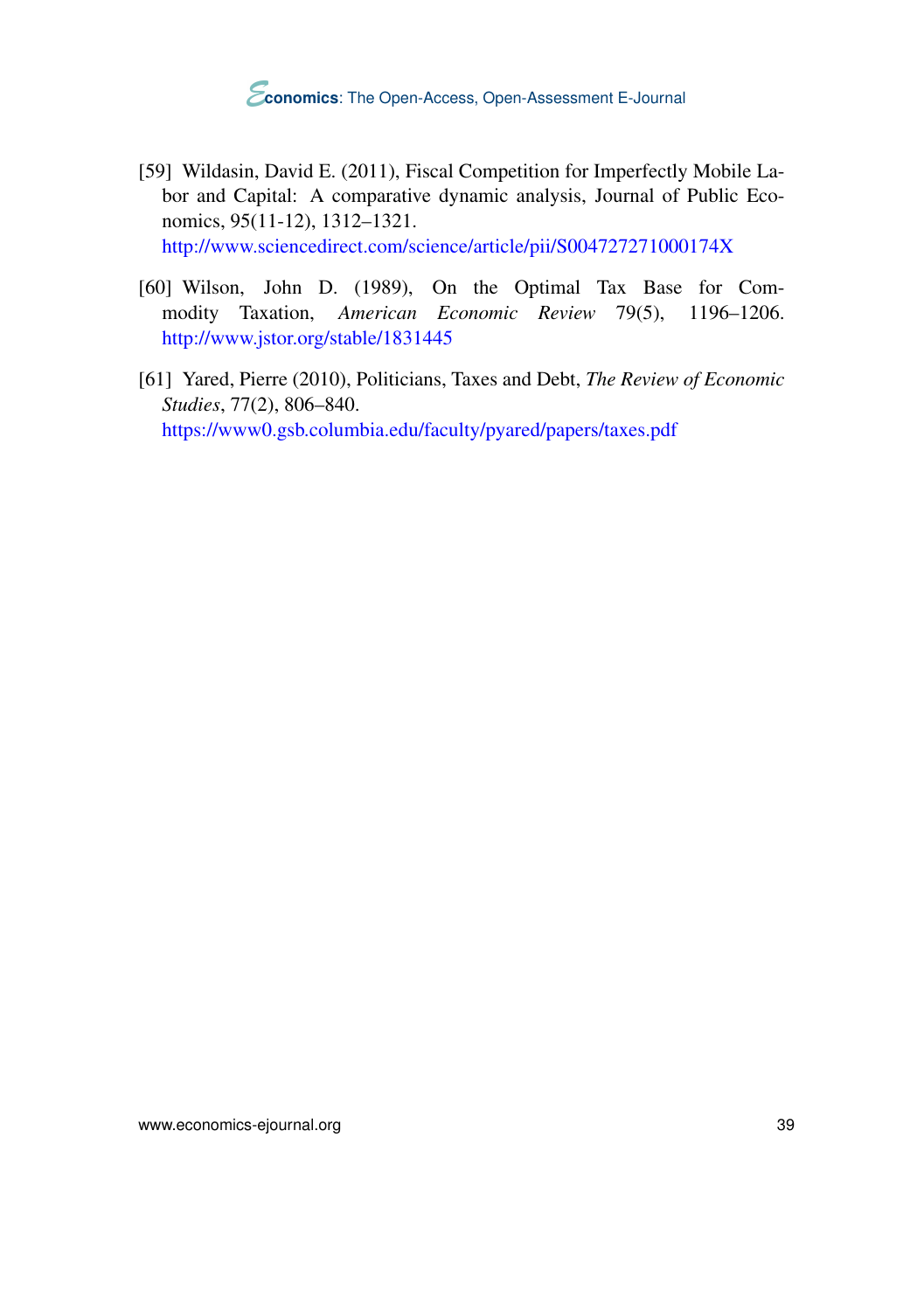[59] Wildasin, David E. (2011), Fiscal Competition for Imperfectly Mobile Labor and Capital: A comparative dynamic analysis, Journal of Public Economics, 95(11-12), 1312–1321.
http://www.sciencedirect.com/science/article/pii/S004727271000174X

[60] Wilson, John D. (1989), On the Optimal Tax Base for Commodity Taxation, *American Economic Review* 79(5), 1196–1206.
http://www.jstor.org/stable/1831445

[61] Yared, Pierre (2010), Politicians, Taxes and Debt, *The Review of Economic Studies*, 77(2), 806–840.
https://www0.gsb.columbia.edu/faculty/pyared/papers/taxes.pdf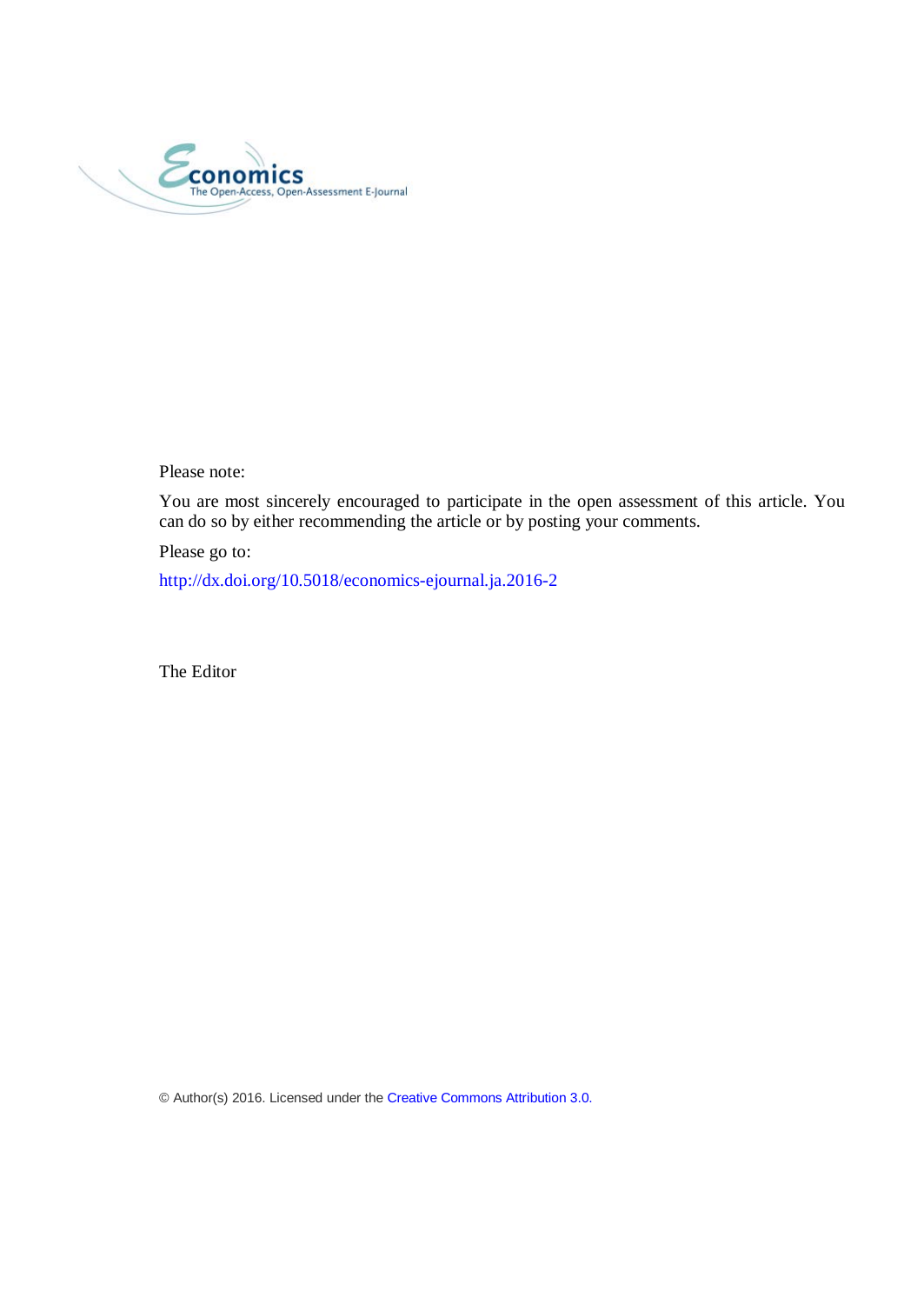Please note:

You are most sincerely encouraged to participate in the open assessment of this article. You can do so by either recommending the article or by posting your comments.

Please go to:

http://dx.doi.org/10.5018/economics-ejournal.ja.2016-2

The Editor

© Author(s) 2016. Licensed under the Creative Commons Attribution 3.0.